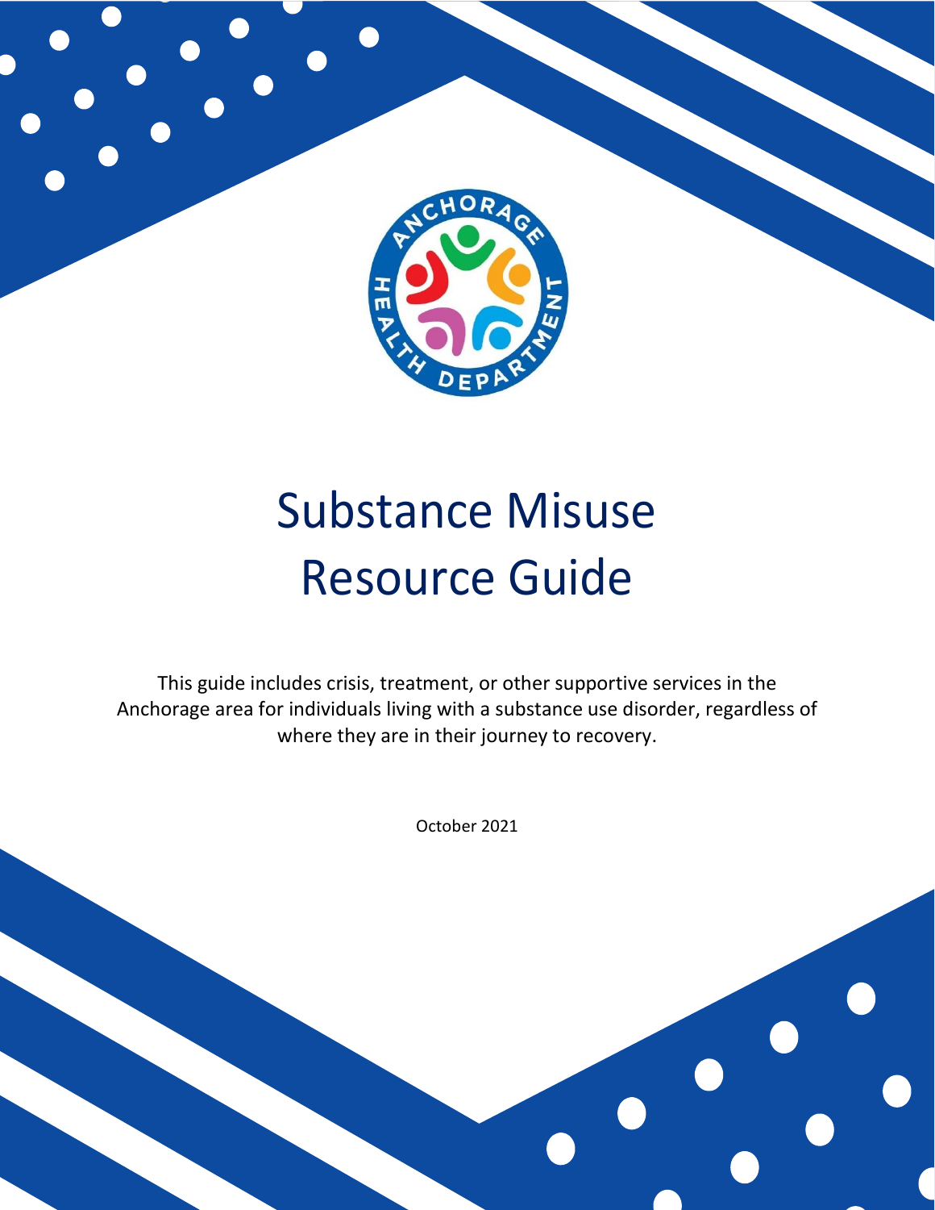# Substance Misuse Resource Guide

This guide includes crisis, treatment, or other supportive services in the Anchorage area for individuals living with a substance use disorder, regardless of where they are in their journey to recovery.

October 2021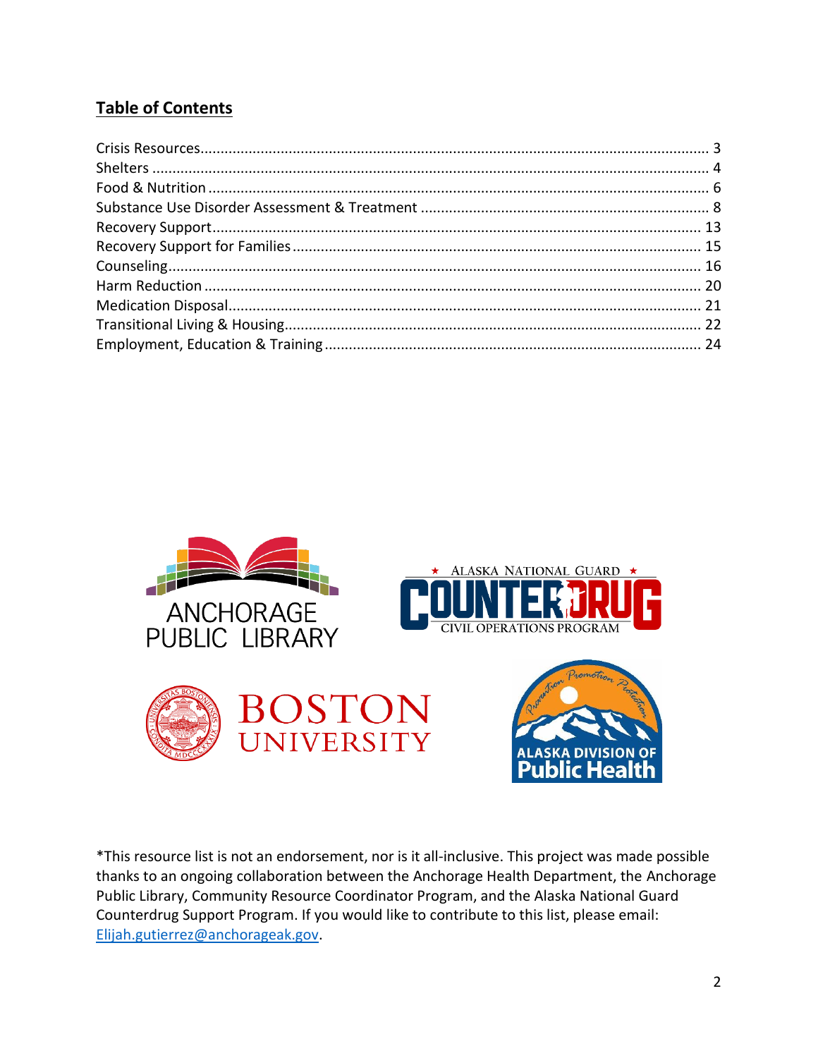## Table of Contents

| | |
|---|---|
| Crisis Resources | 3 |
| Shelters | 4 |
| Food & Nutrition | 6 |
| Substance Use Disorder Assessment & Treatment | 8 |
| Recovery Support | 13 |
| Recovery Support for Families | 15 |
| Counseling | 16 |
| Harm Reduction | 20 |
| Medication Disposal | 21 |
| Transitional Living & Housing | 22 |
| Employment, Education & Training | 24 |

*This resource list is not an endorsement, nor is it all-inclusive. This project was made possible thanks to an ongoing collaboration between the Anchorage Health Department, the Anchorage Public Library, Community Resource Coordinator Program, and the Alaska National Guard Counterdrug Support Program. If you would like to contribute to this list, please email: Elijah.gutierrez@anchorageak.gov.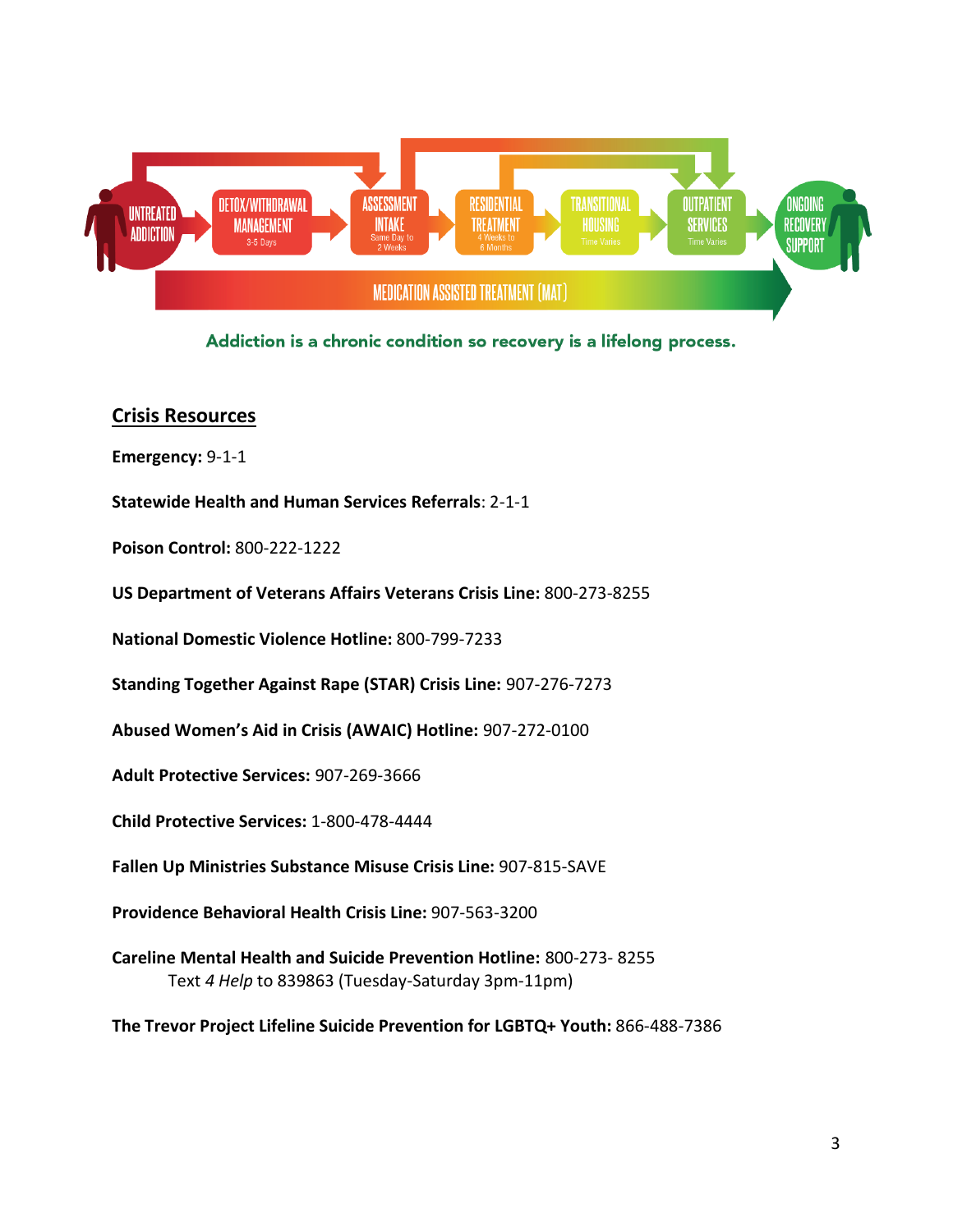UNTREATED ADDICTION → DETOX/WITHDRAWAL MANAGEMENT (3-5 Days) → ASSESSMENT INTAKE (Same Day to 2 Weeks) → RESIDENTIAL TREATMENT (4 Weeks to 6 Months) → TRANSITIONAL HOUSING (Time Varies) → OUTPATIENT SERVICES (Time Varies) → ONGOING RECOVERY SUPPORT

MEDICATION ASSISTED TREATMENT (MAT)

Addiction is a chronic condition so recovery is a lifelong process.

## Crisis Resources

**Emergency:** 9-1-1

**Statewide Health and Human Services Referrals**: 2-1-1

**Poison Control:** 800-222-1222

**US Department of Veterans Affairs Veterans Crisis Line:** 800-273-8255

**National Domestic Violence Hotline:** 800-799-7233

**Standing Together Against Rape (STAR) Crisis Line:** 907-276-7273

**Abused Women's Aid in Crisis (AWAIC) Hotline:** 907-272-0100

**Adult Protective Services:** 907-269-3666

**Child Protective Services:** 1-800-478-4444

**Fallen Up Ministries Substance Misuse Crisis Line:** 907-815-SAVE

**Providence Behavioral Health Crisis Line:** 907-563-3200

**Careline Mental Health and Suicide Prevention Hotline:** 800-273- 8255
Text *4 Help* to 839863 (Tuesday-Saturday 3pm-11pm)

**The Trevor Project Lifeline Suicide Prevention for LGBTQ+ Youth:** 866-488-7386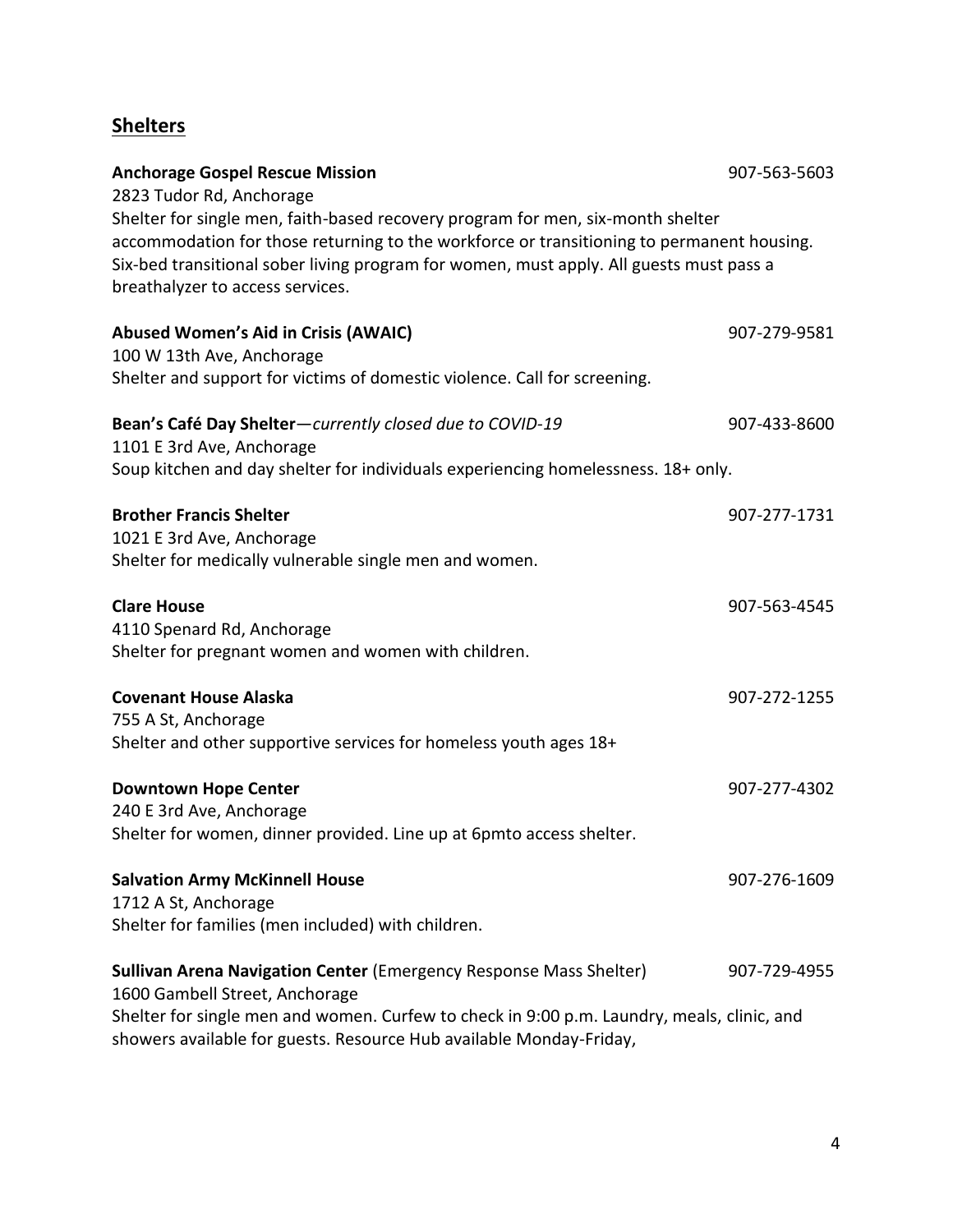## Shelters

**Anchorage Gospel Rescue Mission** 907-563-5603
2823 Tudor Rd, Anchorage
Shelter for single men, faith-based recovery program for men, six-month shelter accommodation for those returning to the workforce or transitioning to permanent housing. Six-bed transitional sober living program for women, must apply. All guests must pass a breathalyzer to access services.

**Abused Women's Aid in Crisis (AWAIC)** 907-279-9581
100 W 13th Ave, Anchorage
Shelter and support for victims of domestic violence. Call for screening.

**Bean's Café Day Shelter**—*currently closed due to COVID-19* 907-433-8600
1101 E 3rd Ave, Anchorage
Soup kitchen and day shelter for individuals experiencing homelessness. 18+ only.

**Brother Francis Shelter** 907-277-1731
1021 E 3rd Ave, Anchorage
Shelter for medically vulnerable single men and women.

**Clare House** 907-563-4545
4110 Spenard Rd, Anchorage
Shelter for pregnant women and women with children.

**Covenant House Alaska** 907-272-1255
755 A St, Anchorage
Shelter and other supportive services for homeless youth ages 18+

**Downtown Hope Center** 907-277-4302
240 E 3rd Ave, Anchorage
Shelter for women, dinner provided. Line up at 6pmto access shelter.

**Salvation Army McKinnell House** 907-276-1609
1712 A St, Anchorage
Shelter for families (men included) with children.

**Sullivan Arena Navigation Center** (Emergency Response Mass Shelter) 907-729-4955
1600 Gambell Street, Anchorage
Shelter for single men and women. Curfew to check in 9:00 p.m. Laundry, meals, clinic, and showers available for guests. Resource Hub available Monday-Friday,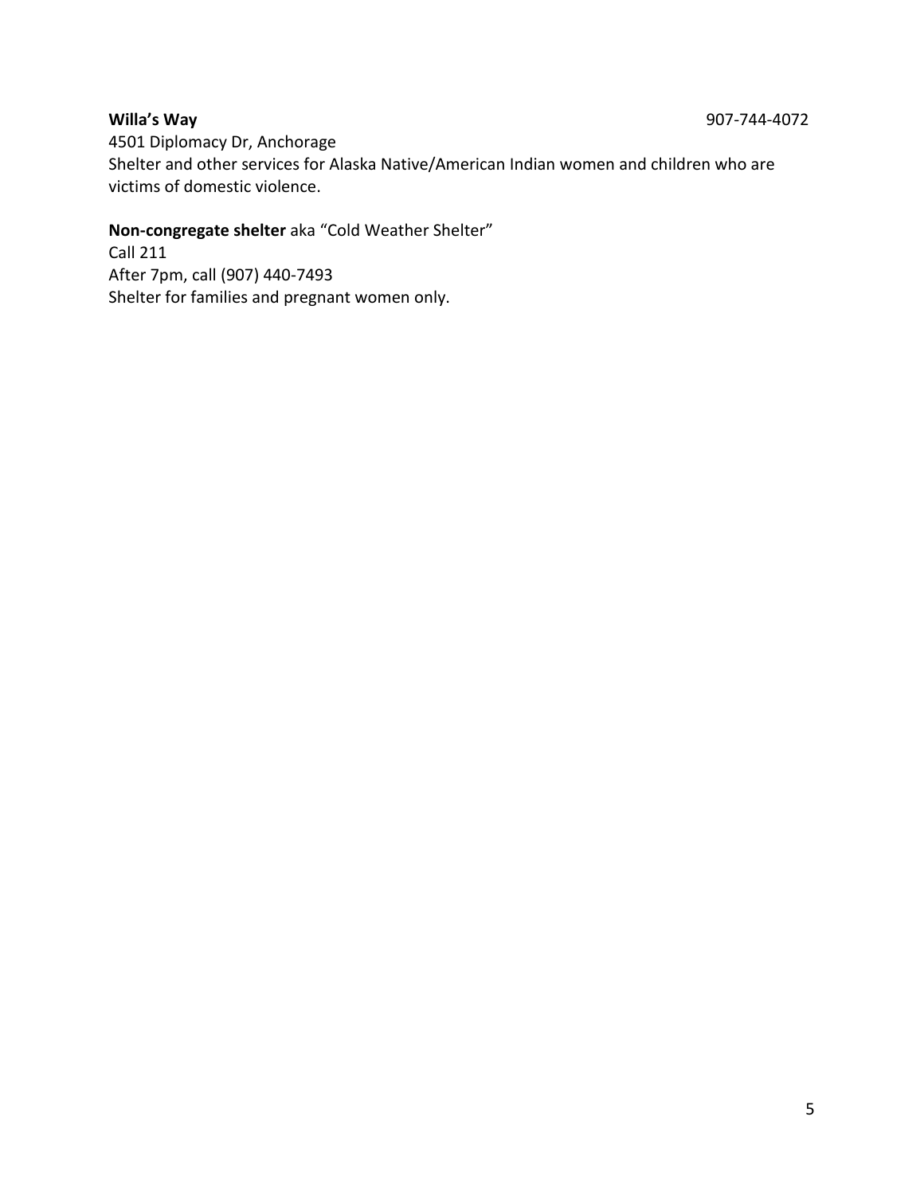**Willa's Way** 907-744-4072

4501 Diplomacy Dr, Anchorage
Shelter and other services for Alaska Native/American Indian women and children who are victims of domestic violence.

**Non-congregate shelter** aka "Cold Weather Shelter"
Call 211
After 7pm, call (907) 440-7493
Shelter for families and pregnant women only.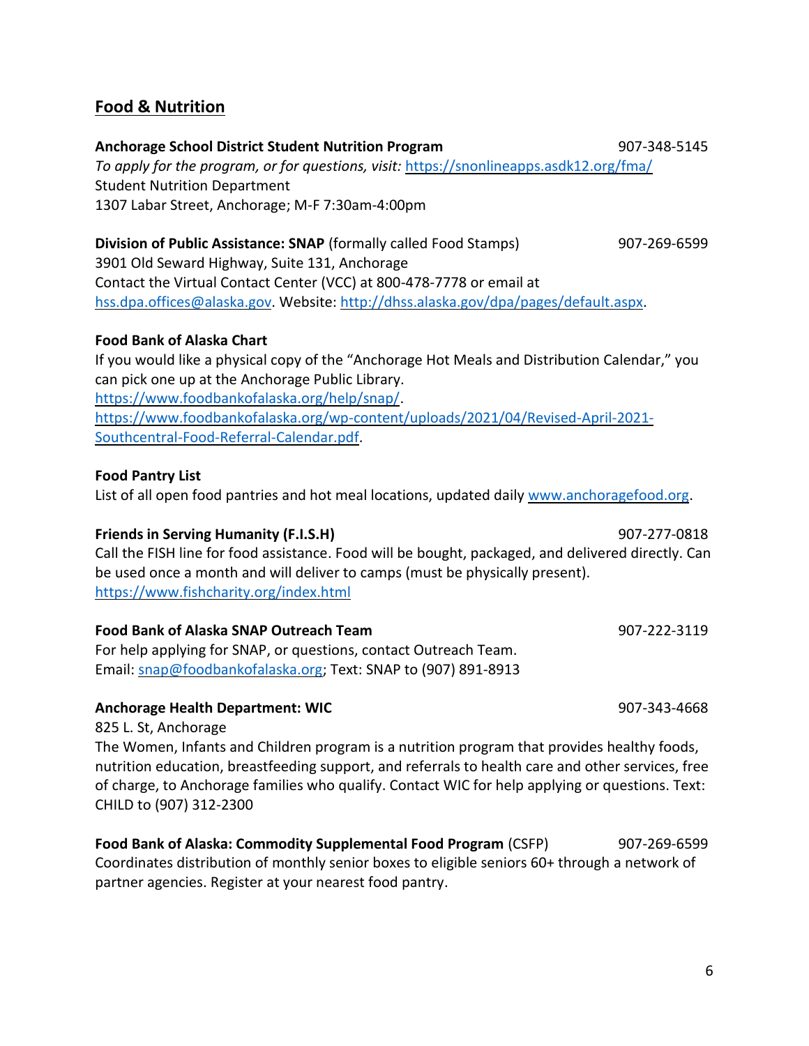## Food & Nutrition

**Anchorage School District Student Nutrition Program** 907-348-5145
*To apply for the program, or for questions, visit:* https://snonlineapps.asdk12.org/fma/
Student Nutrition Department
1307 Labar Street, Anchorage; M-F 7:30am-4:00pm

**Division of Public Assistance: SNAP** (formally called Food Stamps) 907-269-6599
3901 Old Seward Highway, Suite 131, Anchorage
Contact the Virtual Contact Center (VCC) at 800-478-7778 or email at hss.dpa.offices@alaska.gov. Website: http://dhss.alaska.gov/dpa/pages/default.aspx.

**Food Bank of Alaska Chart**
If you would like a physical copy of the "Anchorage Hot Meals and Distribution Calendar," you can pick one up at the Anchorage Public Library.
https://www.foodbankofalaska.org/help/snap/.
https://www.foodbankofalaska.org/wp-content/uploads/2021/04/Revised-April-2021-Southcentral-Food-Referral-Calendar.pdf.

**Food Pantry List**
List of all open food pantries and hot meal locations, updated daily www.anchoragefood.org.

**Friends in Serving Humanity (F.I.S.H)** 907-277-0818
Call the FISH line for food assistance. Food will be bought, packaged, and delivered directly. Can be used once a month and will deliver to camps (must be physically present).
https://www.fishcharity.org/index.html

**Food Bank of Alaska SNAP Outreach Team** 907-222-3119
For help applying for SNAP, or questions, contact Outreach Team.
Email: snap@foodbankofalaska.org; Text: SNAP to (907) 891-8913

**Anchorage Health Department: WIC** 907-343-4668
825 L. St, Anchorage
The Women, Infants and Children program is a nutrition program that provides healthy foods, nutrition education, breastfeeding support, and referrals to health care and other services, free of charge, to Anchorage families who qualify. Contact WIC for help applying or questions. Text: CHILD to (907) 312-2300

**Food Bank of Alaska: Commodity Supplemental Food Program** (CSFP) 907-269-6599
Coordinates distribution of monthly senior boxes to eligible seniors 60+ through a network of partner agencies. Register at your nearest food pantry.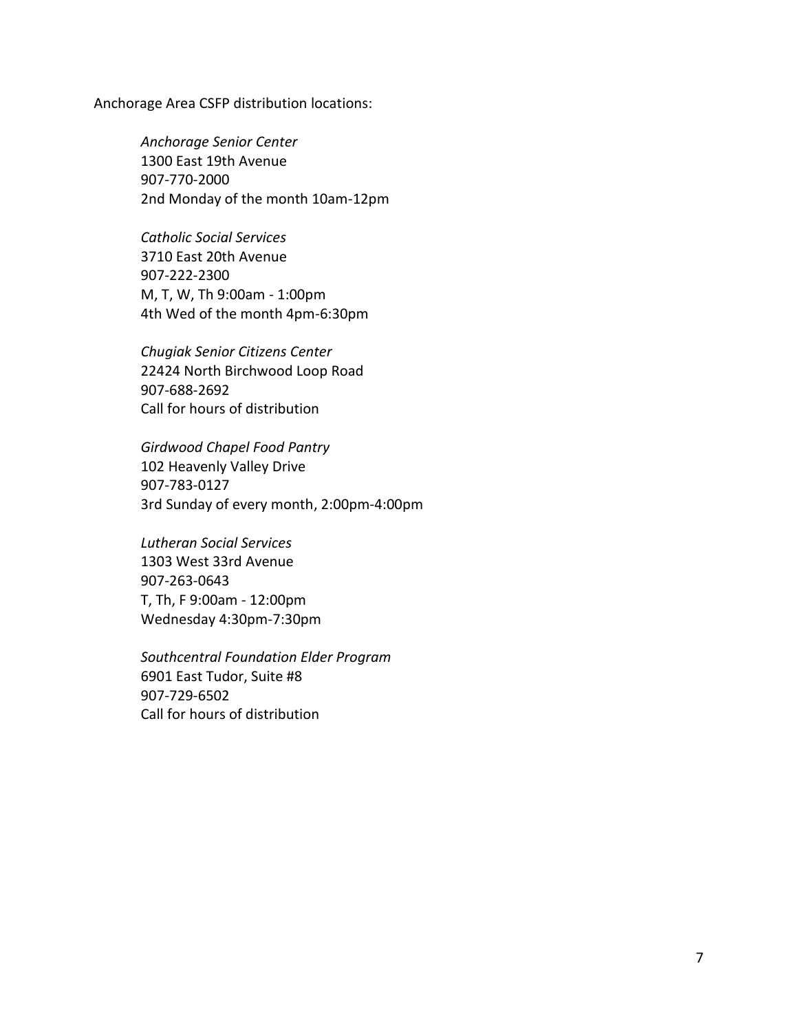Anchorage Area CSFP distribution locations:

*Anchorage Senior Center*
1300 East 19th Avenue
907-770-2000
2nd Monday of the month 10am-12pm

*Catholic Social Services*
3710 East 20th Avenue
907-222-2300
M, T, W, Th 9:00am - 1:00pm
4th Wed of the month 4pm-6:30pm

*Chugiak Senior Citizens Center*
22424 North Birchwood Loop Road
907-688-2692
Call for hours of distribution

*Girdwood Chapel Food Pantry*
102 Heavenly Valley Drive
907-783-0127
3rd Sunday of every month, 2:00pm-4:00pm

*Lutheran Social Services*
1303 West 33rd Avenue
907-263-0643
T, Th, F 9:00am - 12:00pm
Wednesday 4:30pm-7:30pm

*Southcentral Foundation Elder Program*
6901 East Tudor, Suite #8
907-729-6502
Call for hours of distribution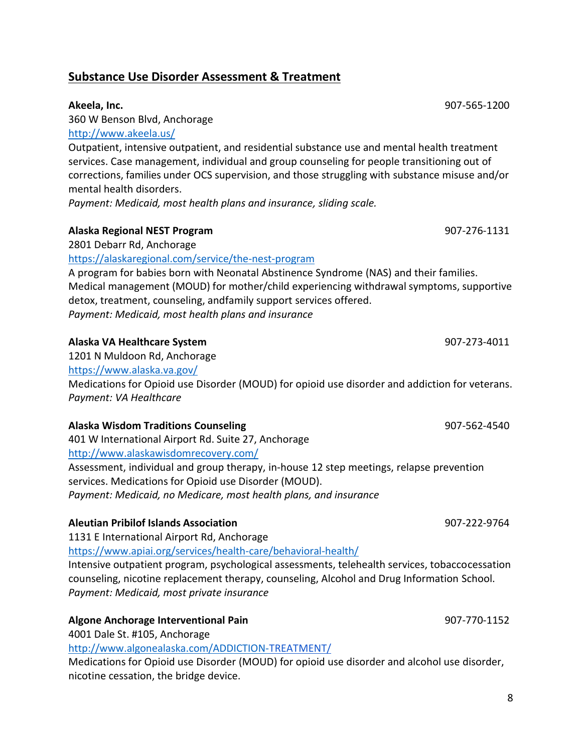## Substance Use Disorder Assessment & Treatment

**Akeela, Inc.** 907-565-1200
360 W Benson Blvd, Anchorage
http://www.akeela.us/
Outpatient, intensive outpatient, and residential substance use and mental health treatment services. Case management, individual and group counseling for people transitioning out of corrections, families under OCS supervision, and those struggling with substance misuse and/or mental health disorders.
*Payment: Medicaid, most health plans and insurance, sliding scale.*

**Alaska Regional NEST Program** 907-276-1131
2801 Debarr Rd, Anchorage
https://alaskaregional.com/service/the-nest-program
A program for babies born with Neonatal Abstinence Syndrome (NAS) and their families. Medical management (MOUD) for mother/child experiencing withdrawal symptoms, supportive detox, treatment, counseling, andfamily support services offered.
*Payment: Medicaid, most health plans and insurance*

**Alaska VA Healthcare System** 907-273-4011
1201 N Muldoon Rd, Anchorage
https://www.alaska.va.gov/
Medications for Opioid use Disorder (MOUD) for opioid use disorder and addiction for veterans.
*Payment: VA Healthcare*

**Alaska Wisdom Traditions Counseling** 907-562-4540
401 W International Airport Rd. Suite 27, Anchorage
http://www.alaskawisdomrecovery.com/
Assessment, individual and group therapy, in-house 12 step meetings, relapse prevention services. Medications for Opioid use Disorder (MOUD).
*Payment: Medicaid, no Medicare, most health plans, and insurance*

**Aleutian Pribilof Islands Association** 907-222-9764
1131 E International Airport Rd, Anchorage
https://www.apiai.org/services/health-care/behavioral-health/
Intensive outpatient program, psychological assessments, telehealth services, tobaccocessation counseling, nicotine replacement therapy, counseling, Alcohol and Drug Information School.
*Payment: Medicaid, most private insurance*

**Algone Anchorage Interventional Pain** 907-770-1152
4001 Dale St. #105, Anchorage
http://www.algonealaska.com/ADDICTION-TREATMENT/
Medications for Opioid use Disorder (MOUD) for opioid use disorder and alcohol use disorder, nicotine cessation, the bridge device.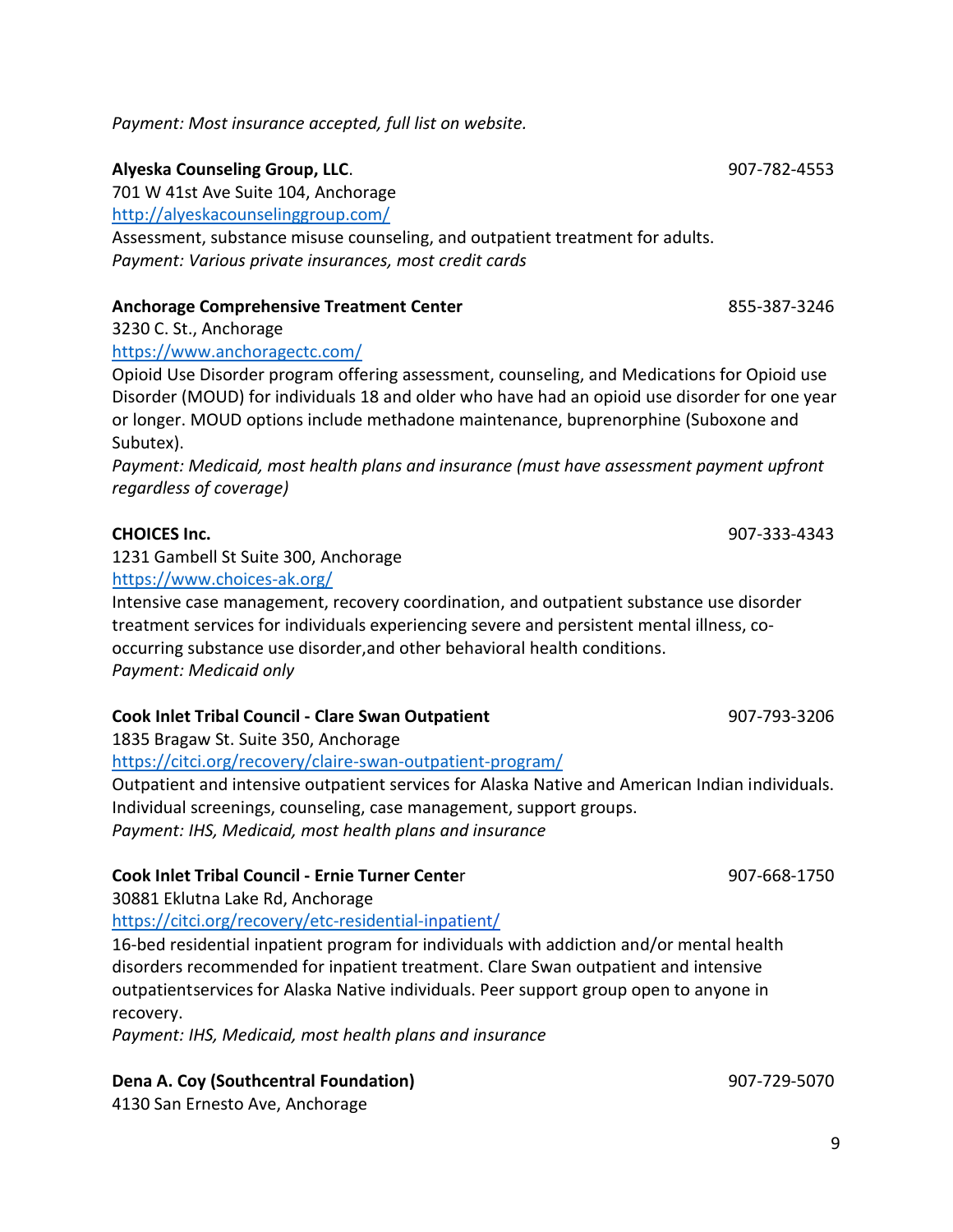*Payment: Most insurance accepted, full list on website.*

**Alyeska Counseling Group, LLC**. 907-782-4553
701 W 41st Ave Suite 104, Anchorage
http://alyeskacounselinggroup.com/
Assessment, substance misuse counseling, and outpatient treatment for adults.
*Payment: Various private insurances, most credit cards*

**Anchorage Comprehensive Treatment Center** 855-387-3246
3230 C. St., Anchorage
https://www.anchoragectc.com/
Opioid Use Disorder program offering assessment, counseling, and Medications for Opioid use Disorder (MOUD) for individuals 18 and older who have had an opioid use disorder for one year or longer. MOUD options include methadone maintenance, buprenorphine (Suboxone and Subutex).
*Payment: Medicaid, most health plans and insurance (must have assessment payment upfront regardless of coverage)*

**CHOICES Inc.** 907-333-4343
1231 Gambell St Suite 300, Anchorage
https://www.choices-ak.org/
Intensive case management, recovery coordination, and outpatient substance use disorder treatment services for individuals experiencing severe and persistent mental illness, co-occurring substance use disorder,and other behavioral health conditions.
*Payment: Medicaid only*

**Cook Inlet Tribal Council - Clare Swan Outpatient** 907-793-3206
1835 Bragaw St. Suite 350, Anchorage
https://citci.org/recovery/claire-swan-outpatient-program/
Outpatient and intensive outpatient services for Alaska Native and American Indian individuals. Individual screenings, counseling, case management, support groups.
*Payment: IHS, Medicaid, most health plans and insurance*

**Cook Inlet Tribal Council - Ernie Turner Cente**r 907-668-1750
30881 Eklutna Lake Rd, Anchorage
https://citci.org/recovery/etc-residential-inpatient/
16-bed residential inpatient program for individuals with addiction and/or mental health disorders recommended for inpatient treatment. Clare Swan outpatient and intensive outpatientservices for Alaska Native individuals. Peer support group open to anyone in recovery.
*Payment: IHS, Medicaid, most health plans and insurance*

**Dena A. Coy (Southcentral Foundation)** 907-729-5070
4130 San Ernesto Ave, Anchorage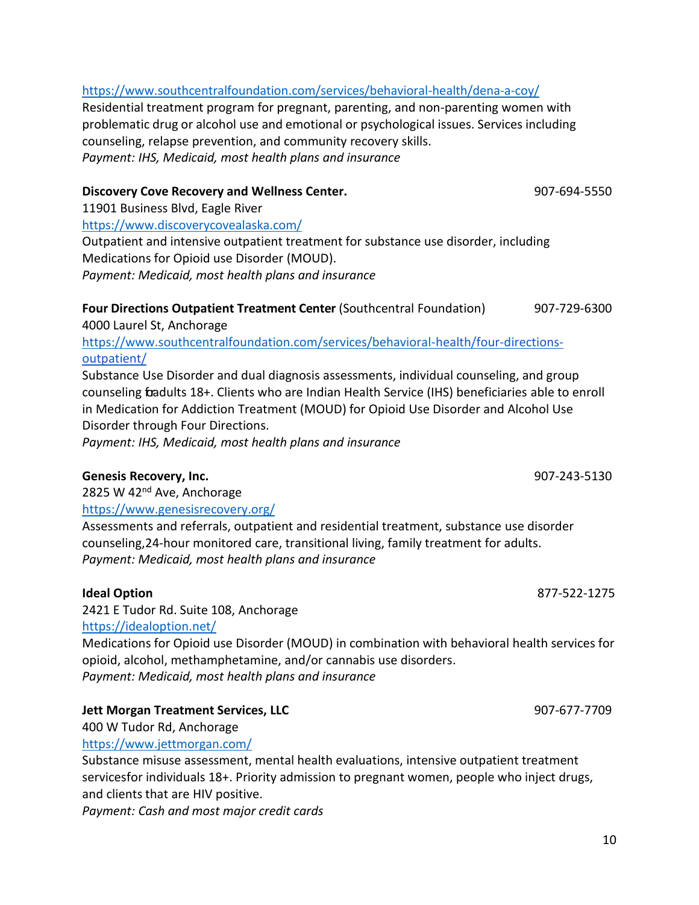https://www.southcentralfoundation.com/services/behavioral-health/dena-a-coy/

Residential treatment program for pregnant, parenting, and non-parenting women with problematic drug or alcohol use and emotional or psychological issues. Services including counseling, relapse prevention, and community recovery skills.

*Payment: IHS, Medicaid, most health plans and insurance*

**Discovery Cove Recovery and Wellness Center.** 907-694-5550

11901 Business Blvd, Eagle River

https://www.discoverycovealaska.com/

Outpatient and intensive outpatient treatment for substance use disorder, including Medications for Opioid use Disorder (MOUD).

*Payment: Medicaid, most health plans and insurance*

**Four Directions Outpatient Treatment Center** (Southcentral Foundation) 907-729-6300

4000 Laurel St, Anchorage

https://www.southcentralfoundation.com/services/behavioral-health/four-directions-outpatient/

Substance Use Disorder and dual diagnosis assessments, individual counseling, and group counseling for adults 18+. Clients who are Indian Health Service (IHS) beneficiaries able to enroll in Medication for Addiction Treatment (MOUD) for Opioid Use Disorder and Alcohol Use Disorder through Four Directions.

*Payment: IHS, Medicaid, most health plans and insurance*

**Genesis Recovery, Inc.** 907-243-5130

2825 W 42nd Ave, Anchorage

https://www.genesisrecovery.org/

Assessments and referrals, outpatient and residential treatment, substance use disorder counseling,24-hour monitored care, transitional living, family treatment for adults.

*Payment: Medicaid, most health plans and insurance*

**Ideal Option** 877-522-1275

2421 E Tudor Rd. Suite 108, Anchorage

https://idealoption.net/

Medications for Opioid use Disorder (MOUD) in combination with behavioral health services for opioid, alcohol, methamphetamine, and/or cannabis use disorders.

*Payment: Medicaid, most health plans and insurance*

**Jett Morgan Treatment Services, LLC** 907-677-7709

400 W Tudor Rd, Anchorage

https://www.jettmorgan.com/

Substance misuse assessment, mental health evaluations, intensive outpatient treatment servicesfor individuals 18+. Priority admission to pregnant women, people who inject drugs, and clients that are HIV positive.

*Payment: Cash and most major credit cards*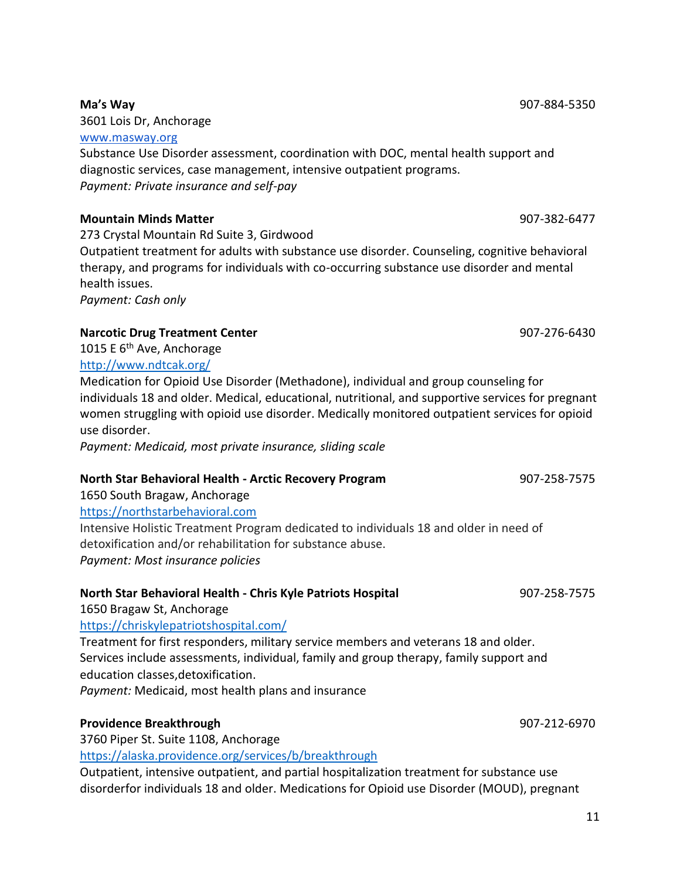**Ma's Way** 907-884-5350
3601 Lois Dr, Anchorage
www.masway.org
Substance Use Disorder assessment, coordination with DOC, mental health support and diagnostic services, case management, intensive outpatient programs.
*Payment: Private insurance and self-pay*

**Mountain Minds Matter** 907-382-6477
273 Crystal Mountain Rd Suite 3, Girdwood
Outpatient treatment for adults with substance use disorder. Counseling, cognitive behavioral therapy, and programs for individuals with co-occurring substance use disorder and mental health issues.
*Payment: Cash only*

**Narcotic Drug Treatment Center** 907-276-6430
1015 E 6th Ave, Anchorage
http://www.ndtcak.org/
Medication for Opioid Use Disorder (Methadone), individual and group counseling for individuals 18 and older. Medical, educational, nutritional, and supportive services for pregnant women struggling with opioid use disorder. Medically monitored outpatient services for opioid use disorder.
*Payment: Medicaid, most private insurance, sliding scale*

**North Star Behavioral Health - Arctic Recovery Program** 907-258-7575
1650 South Bragaw, Anchorage
https://northstarbehavioral.com
Intensive Holistic Treatment Program dedicated to individuals 18 and older in need of detoxification and/or rehabilitation for substance abuse.
*Payment: Most insurance policies*

**North Star Behavioral Health - Chris Kyle Patriots Hospital** 907-258-7575
1650 Bragaw St, Anchorage
https://chriskylepatriotshospital.com/
Treatment for first responders, military service members and veterans 18 and older. Services include assessments, individual, family and group therapy, family support and education classes,detoxification.
*Payment:* Medicaid, most health plans and insurance

**Providence Breakthrough** 907-212-6970
3760 Piper St. Suite 1108, Anchorage
https://alaska.providence.org/services/b/breakthrough
Outpatient, intensive outpatient, and partial hospitalization treatment for substance use disorderfor individuals 18 and older. Medications for Opioid use Disorder (MOUD), pregnant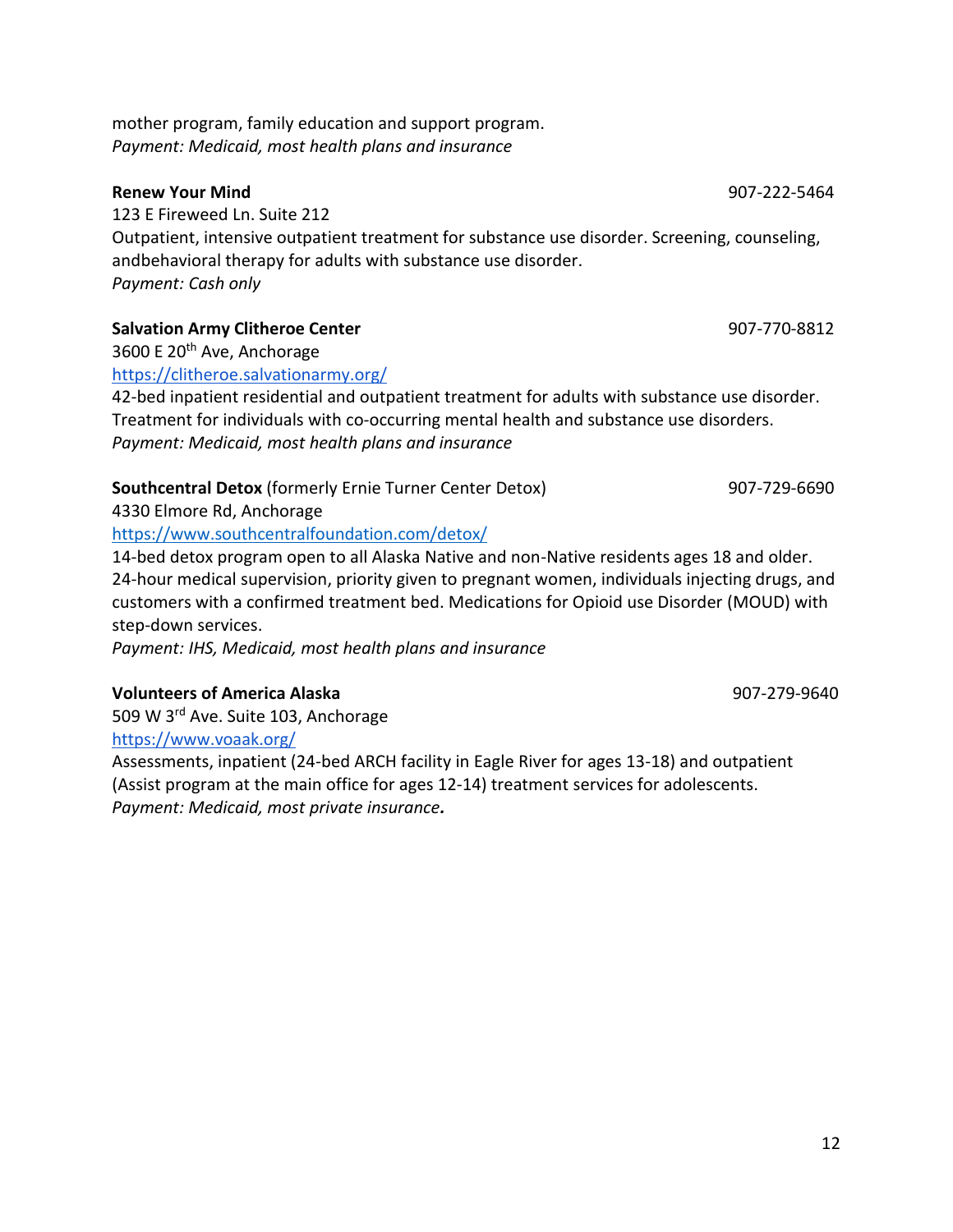mother program, family education and support program.
*Payment: Medicaid, most health plans and insurance*

**Renew Your Mind** 907-222-5464
123 E Fireweed Ln. Suite 212
Outpatient, intensive outpatient treatment for substance use disorder. Screening, counseling, andbehavioral therapy for adults with substance use disorder.
*Payment: Cash only*

**Salvation Army Clitheroe Center** 907-770-8812
3600 E 20th Ave, Anchorage
https://clitheroe.salvationarmy.org/
42-bed inpatient residential and outpatient treatment for adults with substance use disorder. Treatment for individuals with co-occurring mental health and substance use disorders.
*Payment: Medicaid, most health plans and insurance*

**Southcentral Detox** (formerly Ernie Turner Center Detox) 907-729-6690
4330 Elmore Rd, Anchorage
https://www.southcentralfoundation.com/detox/
14-bed detox program open to all Alaska Native and non-Native residents ages 18 and older. 24-hour medical supervision, priority given to pregnant women, individuals injecting drugs, and customers with a confirmed treatment bed. Medications for Opioid use Disorder (MOUD) with step-down services.
*Payment: IHS, Medicaid, most health plans and insurance*

**Volunteers of America Alaska** 907-279-9640
509 W 3rd Ave. Suite 103, Anchorage
https://www.voaak.org/
Assessments, inpatient (24-bed ARCH facility in Eagle River for ages 13-18) and outpatient (Assist program at the main office for ages 12-14) treatment services for adolescents.
*Payment: Medicaid, most private insurance.*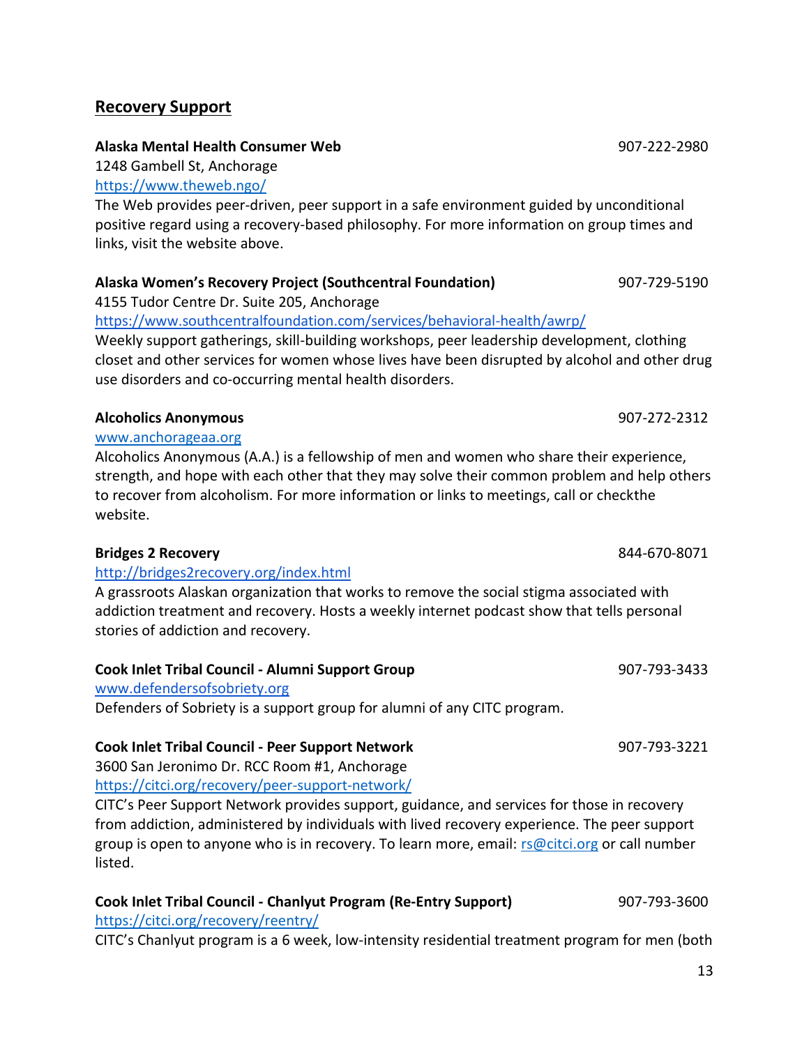## Recovery Support

**Alaska Mental Health Consumer Web** 907-222-2980
1248 Gambell St, Anchorage
https://www.theweb.ngo/
The Web provides peer-driven, peer support in a safe environment guided by unconditional positive regard using a recovery-based philosophy. For more information on group times and links, visit the website above.

**Alaska Women's Recovery Project (Southcentral Foundation)** 907-729-5190
4155 Tudor Centre Dr. Suite 205, Anchorage
https://www.southcentralfoundation.com/services/behavioral-health/awrp/
Weekly support gatherings, skill-building workshops, peer leadership development, clothing closet and other services for women whose lives have been disrupted by alcohol and other drug use disorders and co-occurring mental health disorders.

**Alcoholics Anonymous** 907-272-2312
www.anchorageaa.org
Alcoholics Anonymous (A.A.) is a fellowship of men and women who share their experience, strength, and hope with each other that they may solve their common problem and help others to recover from alcoholism. For more information or links to meetings, call or checkthe website.

**Bridges 2 Recovery** 844-670-8071
http://bridges2recovery.org/index.html
A grassroots Alaskan organization that works to remove the social stigma associated with addiction treatment and recovery. Hosts a weekly internet podcast show that tells personal stories of addiction and recovery.

**Cook Inlet Tribal Council - Alumni Support Group** 907-793-3433
www.defendersofsobriety.org
Defenders of Sobriety is a support group for alumni of any CITC program.

**Cook Inlet Tribal Council - Peer Support Network** 907-793-3221
3600 San Jeronimo Dr. RCC Room #1, Anchorage
https://citci.org/recovery/peer-support-network/
CITC's Peer Support Network provides support, guidance, and services for those in recovery from addiction, administered by individuals with lived recovery experience. The peer support group is open to anyone who is in recovery. To learn more, email: rs@citci.org or call number listed.

**Cook Inlet Tribal Council - Chanlyut Program (Re-Entry Support)** 907-793-3600
https://citci.org/recovery/reentry/
CITC's Chanlyut program is a 6 week, low-intensity residential treatment program for men (both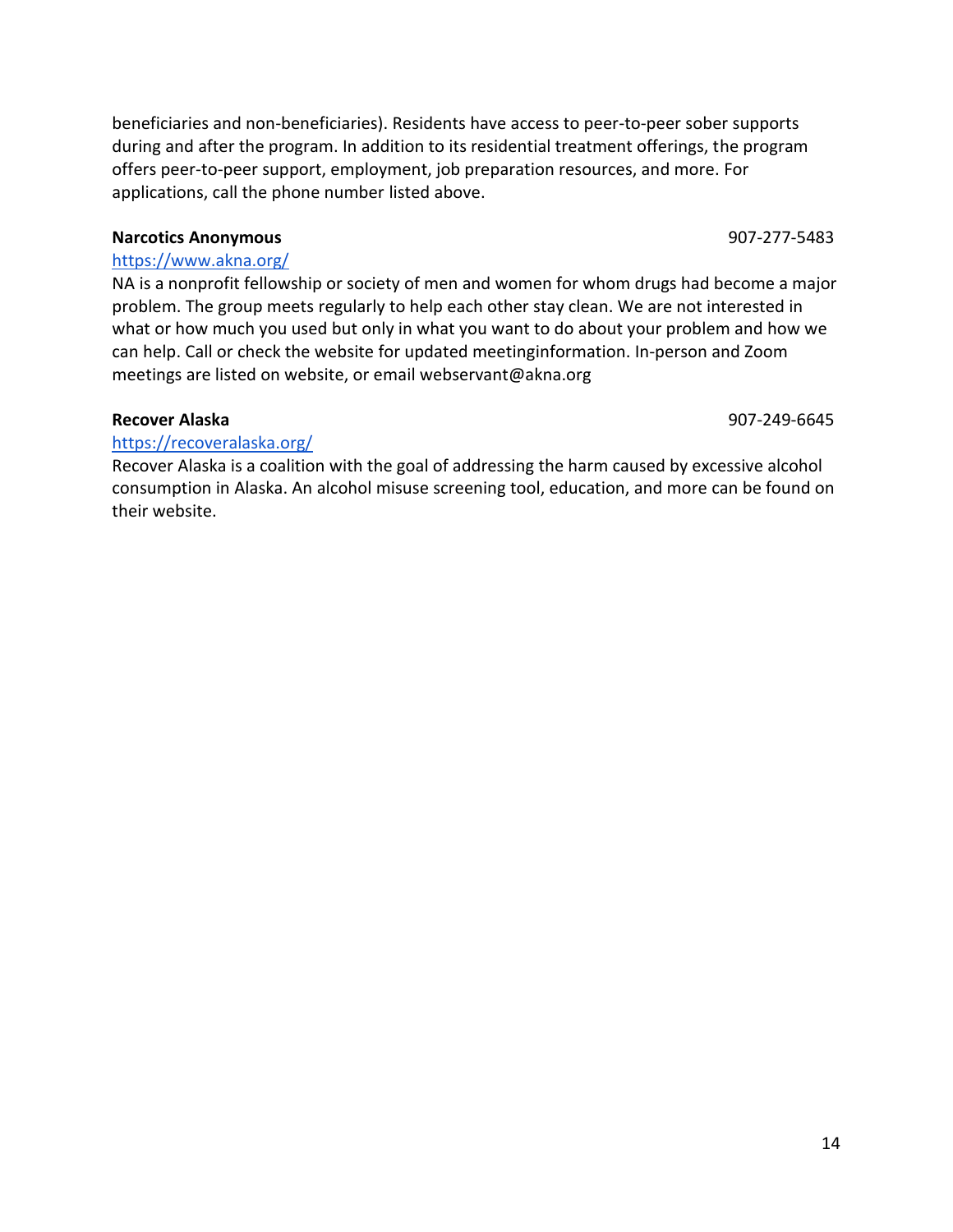beneficiaries and non-beneficiaries). Residents have access to peer-to-peer sober supports during and after the program. In addition to its residential treatment offerings, the program offers peer-to-peer support, employment, job preparation resources, and more. For applications, call the phone number listed above.

**Narcotics Anonymous** 907-277-5483

https://www.akna.org/

NA is a nonprofit fellowship or society of men and women for whom drugs had become a major problem. The group meets regularly to help each other stay clean. We are not interested in what or how much you used but only in what you want to do about your problem and how we can help. Call or check the website for updated meetinginformation. In-person and Zoom meetings are listed on website, or email webservant@akna.org

**Recover Alaska** 907-249-6645

https://recoveralaska.org/

Recover Alaska is a coalition with the goal of addressing the harm caused by excessive alcohol consumption in Alaska. An alcohol misuse screening tool, education, and more can be found on their website.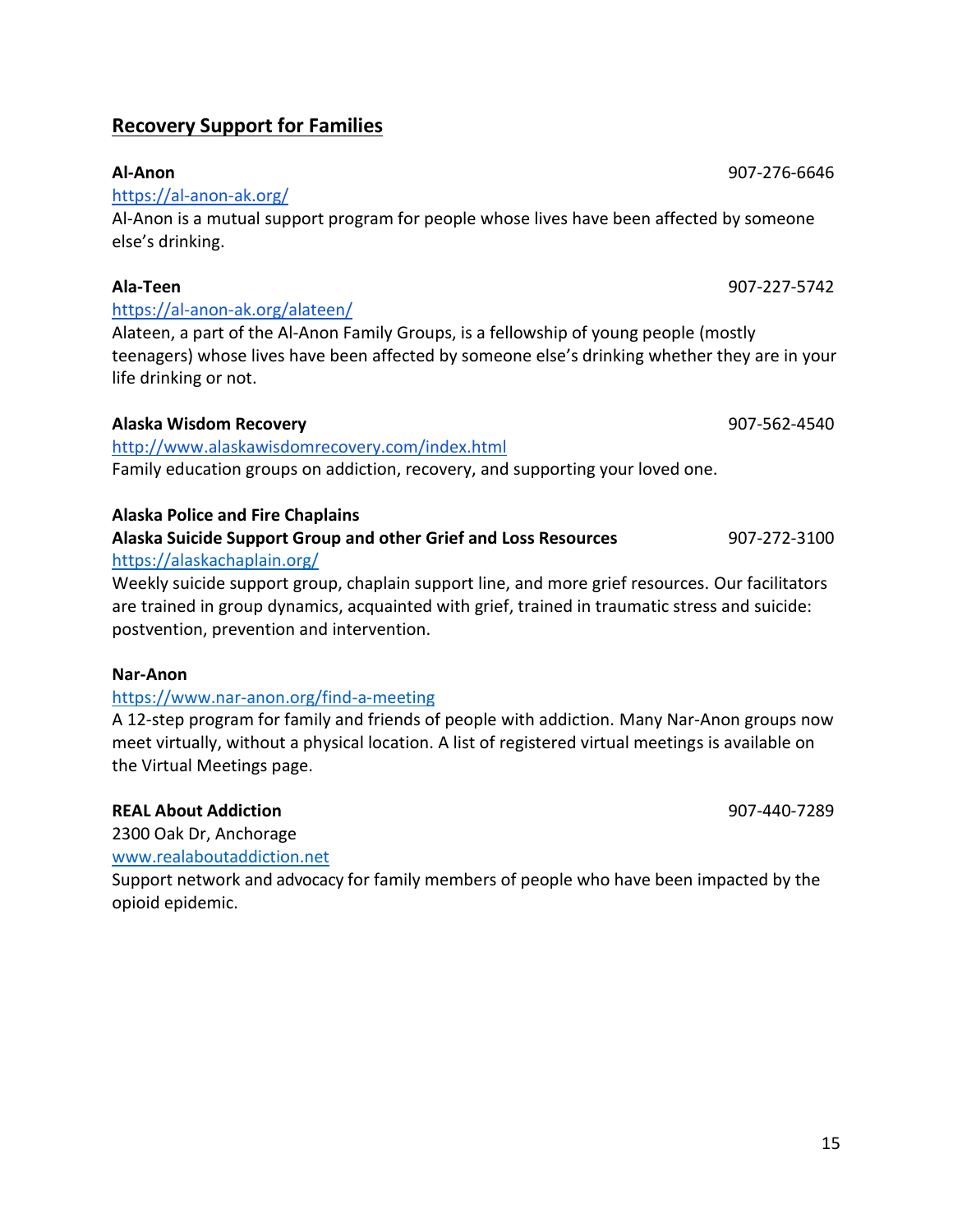## Recovery Support for Families

**Al-Anon** 907-276-6646
[https://al-anon-ak.org/](https://al-anon-ak.org/)
Al-Anon is a mutual support program for people whose lives have been affected by someone else's drinking.

**Ala-Teen** 907-227-5742
[https://al-anon-ak.org/alateen/](https://al-anon-ak.org/alateen/)
Alateen, a part of the Al-Anon Family Groups, is a fellowship of young people (mostly teenagers) whose lives have been affected by someone else's drinking whether they are in your life drinking or not.

**Alaska Wisdom Recovery** 907-562-4540
[http://www.alaskawisdomrecovery.com/index.html](http://www.alaskawisdomrecovery.com/index.html)
Family education groups on addiction, recovery, and supporting your loved one.

**Alaska Police and Fire Chaplains**
**Alaska Suicide Support Group and other Grief and Loss Resources** 907-272-3100
[https://alaskachaplain.org/](https://alaskachaplain.org/)
Weekly suicide support group, chaplain support line, and more grief resources. Our facilitators are trained in group dynamics, acquainted with grief, trained in traumatic stress and suicide: postvention, prevention and intervention.

**Nar-Anon**
[https://www.nar-anon.org/find-a-meeting](https://www.nar-anon.org/find-a-meeting)
A 12-step program for family and friends of people with addiction. Many Nar-Anon groups now meet virtually, without a physical location. A list of registered virtual meetings is available on the Virtual Meetings page.

**REAL About Addiction** 907-440-7289
2300 Oak Dr, Anchorage
[www.realaboutaddiction.net](http://www.realaboutaddiction.net)
Support network and advocacy for family members of people who have been impacted by the opioid epidemic.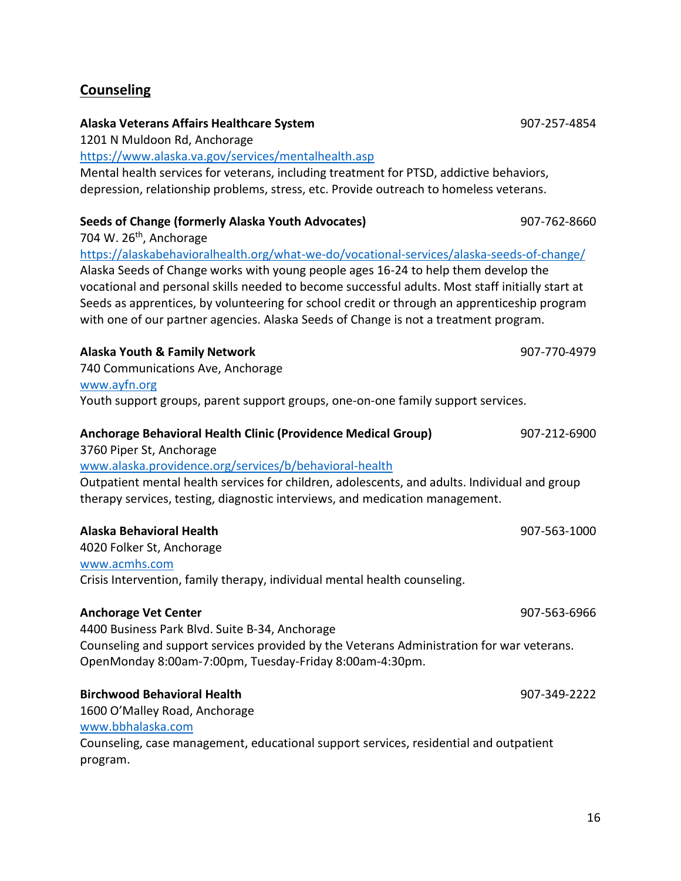## Counseling

**Alaska Veterans Affairs Healthcare System** 907-257-4854
1201 N Muldoon Rd, Anchorage
https://www.alaska.va.gov/services/mentalhealth.asp
Mental health services for veterans, including treatment for PTSD, addictive behaviors, depression, relationship problems, stress, etc. Provide outreach to homeless veterans.

**Seeds of Change (formerly Alaska Youth Advocates)** 907-762-8660
704 W. 26th, Anchorage
https://alaskabehavioralhealth.org/what-we-do/vocational-services/alaska-seeds-of-change/
Alaska Seeds of Change works with young people ages 16-24 to help them develop the vocational and personal skills needed to become successful adults. Most staff initially start at Seeds as apprentices, by volunteering for school credit or through an apprenticeship program with one of our partner agencies. Alaska Seeds of Change is not a treatment program.

**Alaska Youth & Family Network** 907-770-4979
740 Communications Ave, Anchorage
www.ayfn.org
Youth support groups, parent support groups, one-on-one family support services.

**Anchorage Behavioral Health Clinic (Providence Medical Group)** 907-212-6900
3760 Piper St, Anchorage
www.alaska.providence.org/services/b/behavioral-health
Outpatient mental health services for children, adolescents, and adults. Individual and group therapy services, testing, diagnostic interviews, and medication management.

**Alaska Behavioral Health** 907-563-1000
4020 Folker St, Anchorage
www.acmhs.com
Crisis Intervention, family therapy, individual mental health counseling.

**Anchorage Vet Center** 907-563-6966
4400 Business Park Blvd. Suite B-34, Anchorage
Counseling and support services provided by the Veterans Administration for war veterans. OpenMonday 8:00am-7:00pm, Tuesday-Friday 8:00am-4:30pm.

**Birchwood Behavioral Health** 907-349-2222
1600 O'Malley Road, Anchorage
www.bbhalaska.com
Counseling, case management, educational support services, residential and outpatient program.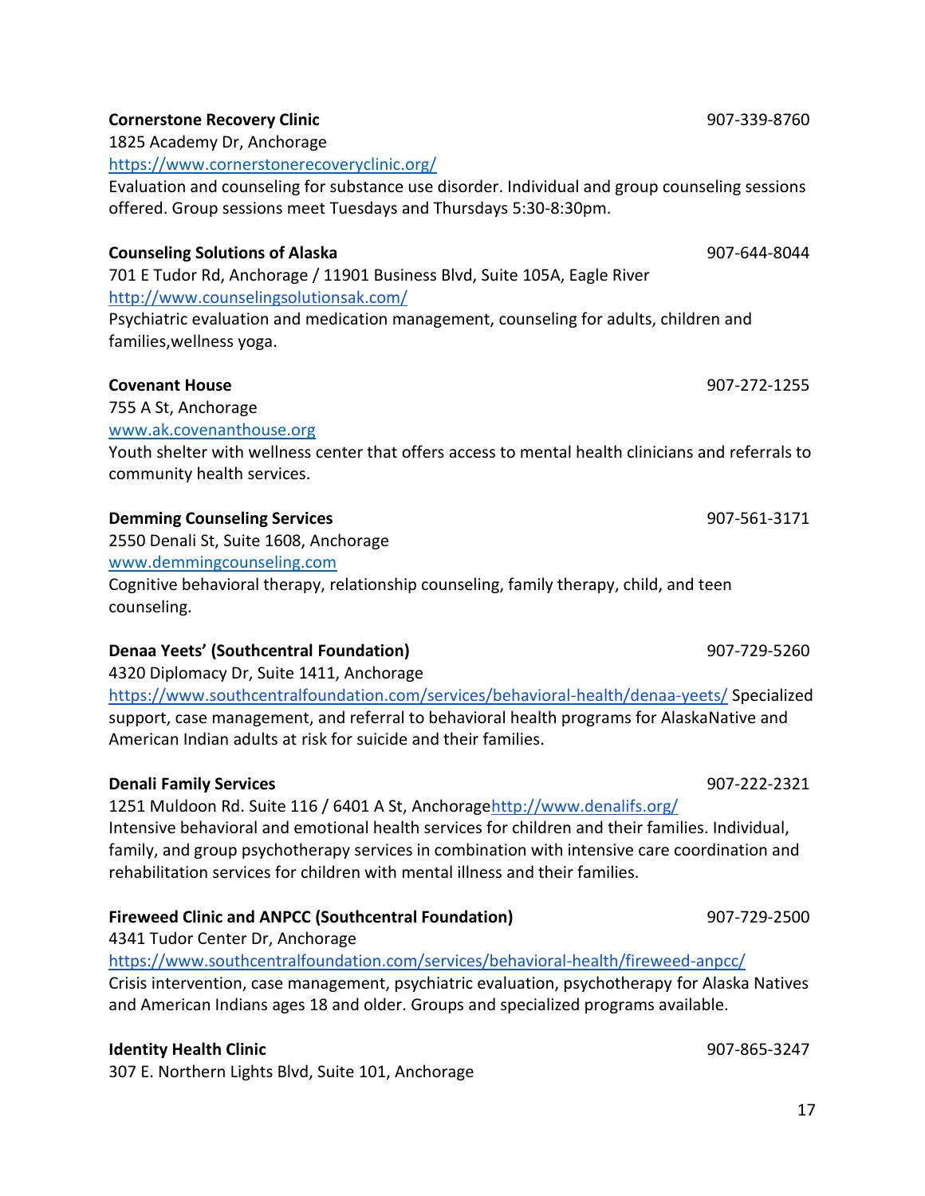**Cornerstone Recovery Clinic** 907-339-8760
1825 Academy Dr, Anchorage
https://www.cornerstonerecoveryclinic.org/
Evaluation and counseling for substance use disorder. Individual and group counseling sessions offered. Group sessions meet Tuesdays and Thursdays 5:30-8:30pm.

**Counseling Solutions of Alaska** 907-644-8044
701 E Tudor Rd, Anchorage / 11901 Business Blvd, Suite 105A, Eagle River
http://www.counselingsolutionsak.com/
Psychiatric evaluation and medication management, counseling for adults, children and families,wellness yoga.

**Covenant House** 907-272-1255
755 A St, Anchorage
www.ak.covenanthouse.org
Youth shelter with wellness center that offers access to mental health clinicians and referrals to community health services.

**Demming Counseling Services** 907-561-3171
2550 Denali St, Suite 1608, Anchorage
www.demmingcounseling.com
Cognitive behavioral therapy, relationship counseling, family therapy, child, and teen counseling.

**Denaa Yeets' (Southcentral Foundation)** 907-729-5260
4320 Diplomacy Dr, Suite 1411, Anchorage
https://www.southcentralfoundation.com/services/behavioral-health/denaa-yeets/ Specialized support, case management, and referral to behavioral health programs for AlaskaNative and American Indian adults at risk for suicide and their families.

**Denali Family Services** 907-222-2321
1251 Muldoon Rd. Suite 116 / 6401 A St, Anchoragehttp://www.denalifs.org/
Intensive behavioral and emotional health services for children and their families. Individual, family, and group psychotherapy services in combination with intensive care coordination and rehabilitation services for children with mental illness and their families.

**Fireweed Clinic and ANPCC (Southcentral Foundation)** 907-729-2500
4341 Tudor Center Dr, Anchorage
https://www.southcentralfoundation.com/services/behavioral-health/fireweed-anpcc/
Crisis intervention, case management, psychiatric evaluation, psychotherapy for Alaska Natives and American Indians ages 18 and older. Groups and specialized programs available.

**Identity Health Clinic** 907-865-3247
307 E. Northern Lights Blvd, Suite 101, Anchorage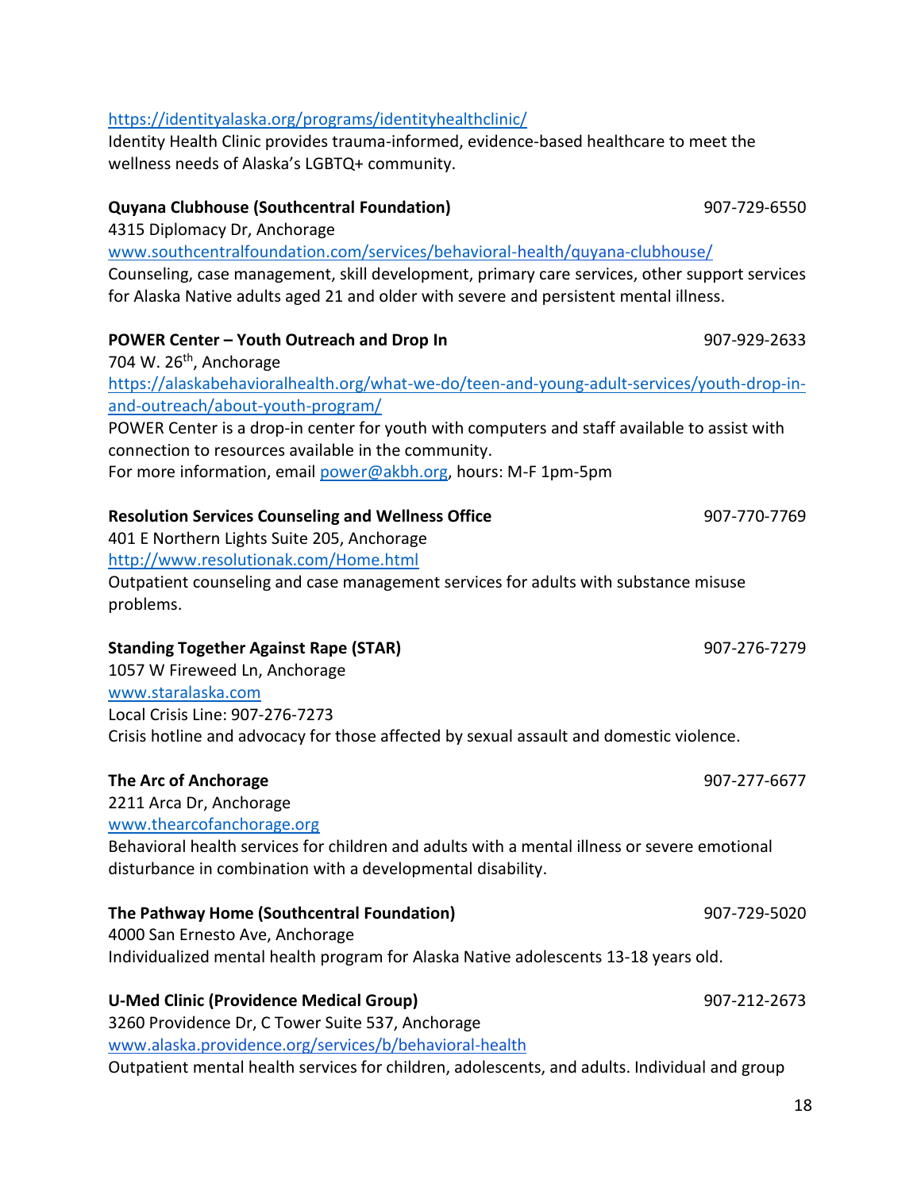https://identityalaska.org/programs/identityhealthclinic/
Identity Health Clinic provides trauma-informed, evidence-based healthcare to meet the wellness needs of Alaska's LGBTQ+ community.

**Quyana Clubhouse (Southcentral Foundation)** 907-729-6550
4315 Diplomacy Dr, Anchorage
www.southcentralfoundation.com/services/behavioral-health/quyana-clubhouse/
Counseling, case management, skill development, primary care services, other support services for Alaska Native adults aged 21 and older with severe and persistent mental illness.

**POWER Center – Youth Outreach and Drop In** 907-929-2633
704 W. 26th, Anchorage
https://alaskabehavioralhealth.org/what-we-do/teen-and-young-adult-services/youth-drop-in-and-outreach/about-youth-program/
POWER Center is a drop-in center for youth with computers and staff available to assist with connection to resources available in the community.
For more information, email power@akbh.org, hours: M-F 1pm-5pm

**Resolution Services Counseling and Wellness Office** 907-770-7769
401 E Northern Lights Suite 205, Anchorage
http://www.resolutionak.com/Home.html
Outpatient counseling and case management services for adults with substance misuse problems.

**Standing Together Against Rape (STAR)** 907-276-7279
1057 W Fireweed Ln, Anchorage
www.staralaska.com
Local Crisis Line: 907-276-7273
Crisis hotline and advocacy for those affected by sexual assault and domestic violence.

**The Arc of Anchorage** 907-277-6677
2211 Arca Dr, Anchorage
www.thearcofanchorage.org
Behavioral health services for children and adults with a mental illness or severe emotional disturbance in combination with a developmental disability.

**The Pathway Home (Southcentral Foundation)** 907-729-5020
4000 San Ernesto Ave, Anchorage
Individualized mental health program for Alaska Native adolescents 13-18 years old.

**U-Med Clinic (Providence Medical Group)** 907-212-2673
3260 Providence Dr, C Tower Suite 537, Anchorage
www.alaska.providence.org/services/b/behavioral-health
Outpatient mental health services for children, adolescents, and adults. Individual and group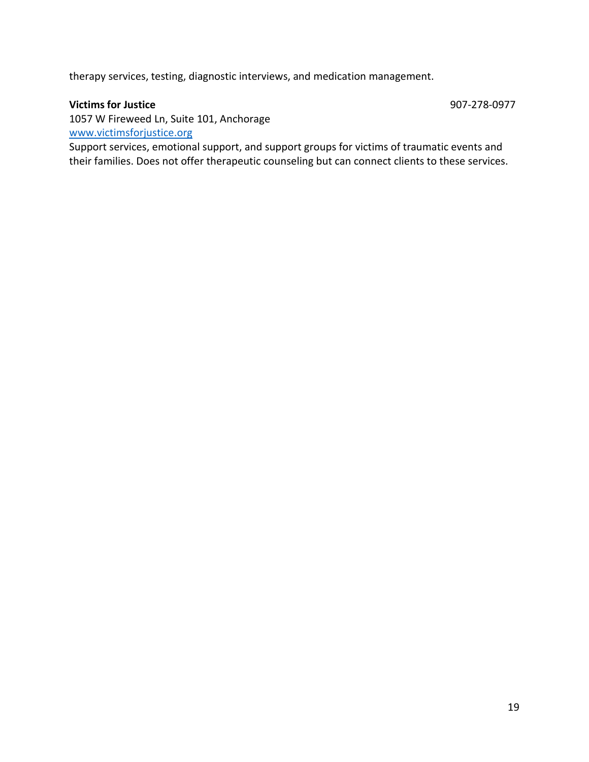therapy services, testing, diagnostic interviews, and medication management.

**Victims for Justice** 907-278-0977
1057 W Fireweed Ln, Suite 101, Anchorage
[www.victimsforjustice.org](http://www.victimsforjustice.org)
Support services, emotional support, and support groups for victims of traumatic events and their families. Does not offer therapeutic counseling but can connect clients to these services.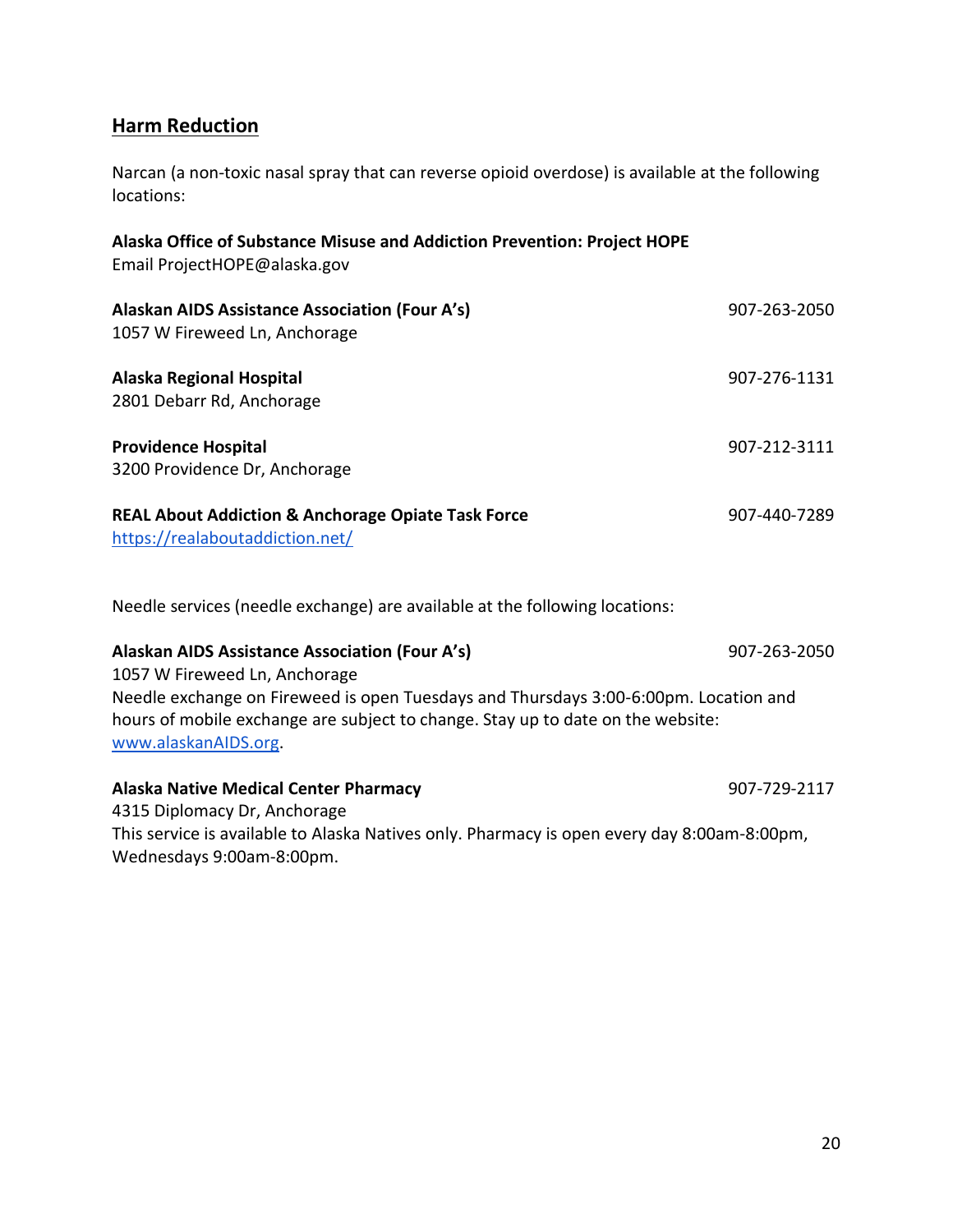## Harm Reduction

Narcan (a non-toxic nasal spray that can reverse opioid overdose) is available at the following locations:

**Alaska Office of Substance Misuse and Addiction Prevention: Project HOPE**
Email ProjectHOPE@alaska.gov

**Alaskan AIDS Assistance Association (Four A's)** 907-263-2050
1057 W Fireweed Ln, Anchorage

**Alaska Regional Hospital** 907-276-1131
2801 Debarr Rd, Anchorage

**Providence Hospital** 907-212-3111
3200 Providence Dr, Anchorage

**REAL About Addiction & Anchorage Opiate Task Force** 907-440-7289
[https://realaboutaddiction.net/](https://realaboutaddiction.net/)

Needle services (needle exchange) are available at the following locations:

**Alaskan AIDS Assistance Association (Four A's)** 907-263-2050
1057 W Fireweed Ln, Anchorage
Needle exchange on Fireweed is open Tuesdays and Thursdays 3:00-6:00pm. Location and hours of mobile exchange are subject to change. Stay up to date on the website: [www.alaskanAIDS.org](www.alaskanAIDS.org).

**Alaska Native Medical Center Pharmacy** 907-729-2117
4315 Diplomacy Dr, Anchorage
This service is available to Alaska Natives only. Pharmacy is open every day 8:00am-8:00pm, Wednesdays 9:00am-8:00pm.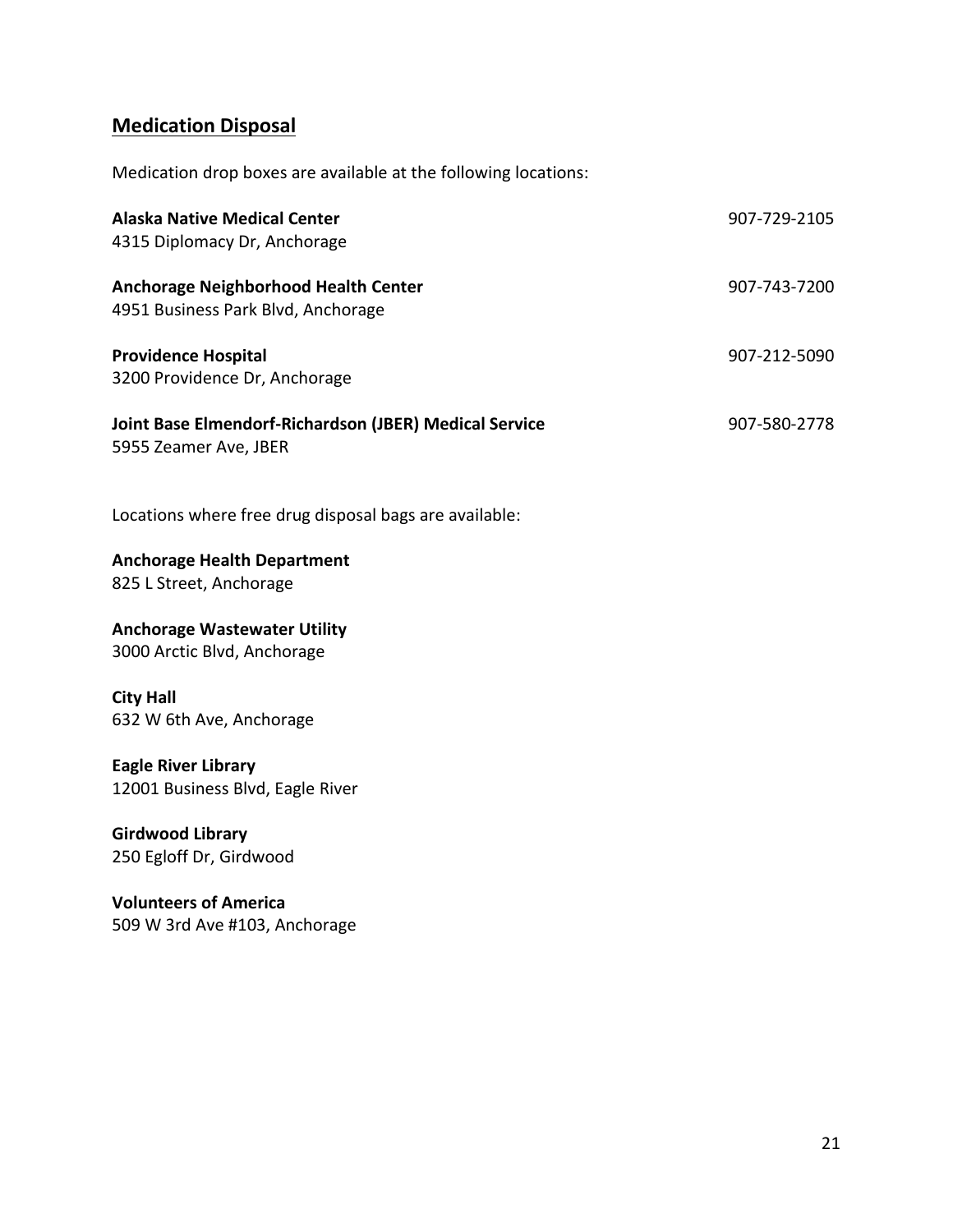## Medication Disposal

Medication drop boxes are available at the following locations:

**Alaska Native Medical Center** 907-729-2105
4315 Diplomacy Dr, Anchorage

**Anchorage Neighborhood Health Center** 907-743-7200
4951 Business Park Blvd, Anchorage

**Providence Hospital** 907-212-5090
3200 Providence Dr, Anchorage

**Joint Base Elmendorf-Richardson (JBER) Medical Service** 907-580-2778
5955 Zeamer Ave, JBER

Locations where free drug disposal bags are available:

**Anchorage Health Department**
825 L Street, Anchorage

**Anchorage Wastewater Utility**
3000 Arctic Blvd, Anchorage

**City Hall**
632 W 6th Ave, Anchorage

**Eagle River Library**
12001 Business Blvd, Eagle River

**Girdwood Library**
250 Egloff Dr, Girdwood

**Volunteers of America**
509 W 3rd Ave #103, Anchorage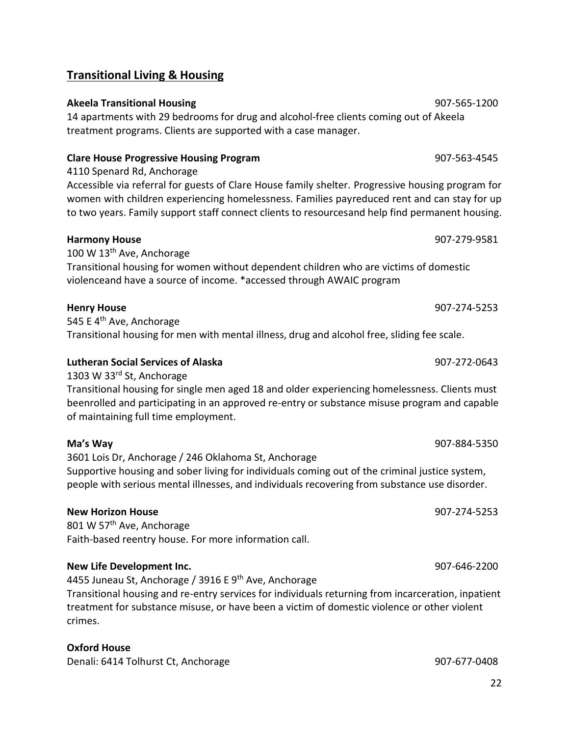## Transitional Living & Housing

**Akeela Transitional Housing** 907-565-1200
14 apartments with 29 bedrooms for drug and alcohol-free clients coming out of Akeela treatment programs. Clients are supported with a case manager.

**Clare House Progressive Housing Program** 907-563-4545
4110 Spenard Rd, Anchorage
Accessible via referral for guests of Clare House family shelter. Progressive housing program for women with children experiencing homelessness. Families payreduced rent and can stay for up to two years. Family support staff connect clients to resourcesand help find permanent housing.

**Harmony House** 907-279-9581
100 W 13th Ave, Anchorage
Transitional housing for women without dependent children who are victims of domestic violenceand have a source of income. *accessed through AWAIC program

**Henry House** 907-274-5253
545 E 4th Ave, Anchorage
Transitional housing for men with mental illness, drug and alcohol free, sliding fee scale.

**Lutheran Social Services of Alaska** 907-272-0643
1303 W 33rd St, Anchorage
Transitional housing for single men aged 18 and older experiencing homelessness. Clients must beenrolled and participating in an approved re-entry or substance misuse program and capable of maintaining full time employment.

**Ma's Way** 907-884-5350
3601 Lois Dr, Anchorage / 246 Oklahoma St, Anchorage
Supportive housing and sober living for individuals coming out of the criminal justice system, people with serious mental illnesses, and individuals recovering from substance use disorder.

**New Horizon House** 907-274-5253
801 W 57th Ave, Anchorage
Faith-based reentry house. For more information call.

**New Life Development Inc.** 907-646-2200
4455 Juneau St, Anchorage / 3916 E 9th Ave, Anchorage
Transitional housing and re-entry services for individuals returning from incarceration, inpatient treatment for substance misuse, or have been a victim of domestic violence or other violent crimes.

**Oxford House**
Denali: 6414 Tolhurst Ct, Anchorage 907-677-0408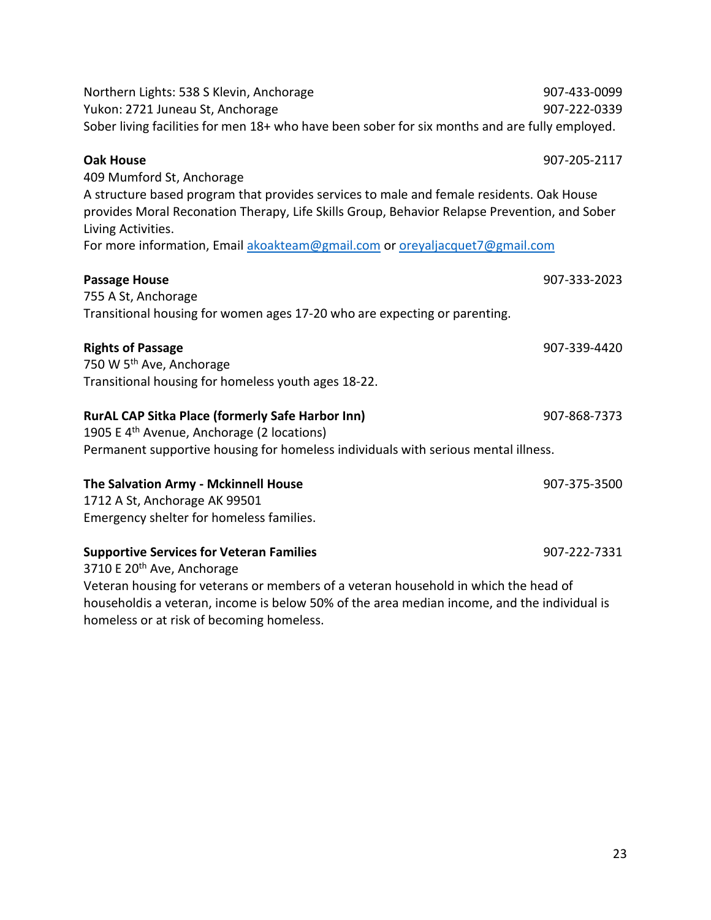Northern Lights: 538 S Klevin, Anchorage 907-433-0099
Yukon: 2721 Juneau St, Anchorage 907-222-0339
Sober living facilities for men 18+ who have been sober for six months and are fully employed.

**Oak House** 907-205-2117
409 Mumford St, Anchorage
A structure based program that provides services to male and female residents. Oak House provides Moral Reconation Therapy, Life Skills Group, Behavior Relapse Prevention, and Sober Living Activities.
For more information, Email akoakteam@gmail.com or oreyaljacquet7@gmail.com

**Passage House** 907-333-2023
755 A St, Anchorage
Transitional housing for women ages 17-20 who are expecting or parenting.

**Rights of Passage** 907-339-4420
750 W 5th Ave, Anchorage
Transitional housing for homeless youth ages 18-22.

**RurAL CAP Sitka Place (formerly Safe Harbor Inn)** 907-868-7373
1905 E 4th Avenue, Anchorage (2 locations)
Permanent supportive housing for homeless individuals with serious mental illness.

**The Salvation Army - Mckinnell House** 907-375-3500
1712 A St, Anchorage AK 99501
Emergency shelter for homeless families.

**Supportive Services for Veteran Families** 907-222-7331
3710 E 20th Ave, Anchorage
Veteran housing for veterans or members of a veteran household in which the head of householdis a veteran, income is below 50% of the area median income, and the individual is homeless or at risk of becoming homeless.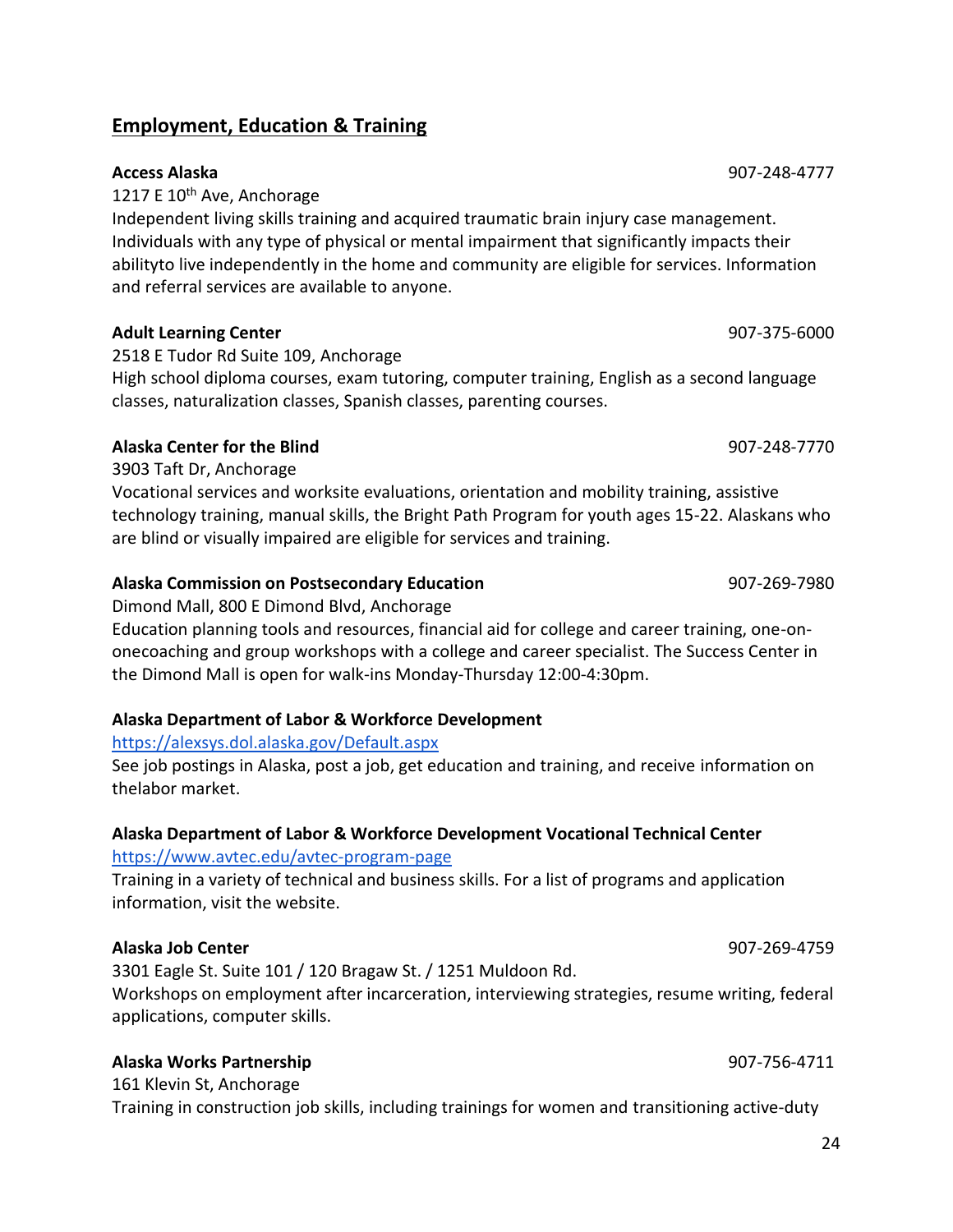## Employment, Education & Training

**Access Alaska** 907-248-4777

1217 E 10th Ave, Anchorage

Independent living skills training and acquired traumatic brain injury case management. Individuals with any type of physical or mental impairment that significantly impacts their abilityto live independently in the home and community are eligible for services. Information and referral services are available to anyone.

**Adult Learning Center** 907-375-6000

2518 E Tudor Rd Suite 109, Anchorage

High school diploma courses, exam tutoring, computer training, English as a second language classes, naturalization classes, Spanish classes, parenting courses.

**Alaska Center for the Blind** 907-248-7770

3903 Taft Dr, Anchorage

Vocational services and worksite evaluations, orientation and mobility training, assistive technology training, manual skills, the Bright Path Program for youth ages 15-22. Alaskans who are blind or visually impaired are eligible for services and training.

**Alaska Commission on Postsecondary Education** 907-269-7980

Dimond Mall, 800 E Dimond Blvd, Anchorage

Education planning tools and resources, financial aid for college and career training, one-on-onecoaching and group workshops with a college and career specialist. The Success Center in the Dimond Mall is open for walk-ins Monday-Thursday 12:00-4:30pm.

**Alaska Department of Labor & Workforce Development**

https://alexsys.dol.alaska.gov/Default.aspx

See job postings in Alaska, post a job, get education and training, and receive information on thelabor market.

**Alaska Department of Labor & Workforce Development Vocational Technical Center**

https://www.avtec.edu/avtec-program-page

Training in a variety of technical and business skills. For a list of programs and application information, visit the website.

**Alaska Job Center** 907-269-4759

3301 Eagle St. Suite 101 / 120 Bragaw St. / 1251 Muldoon Rd.

Workshops on employment after incarceration, interviewing strategies, resume writing, federal applications, computer skills.

**Alaska Works Partnership** 907-756-4711

161 Klevin St, Anchorage

Training in construction job skills, including trainings for women and transitioning active-duty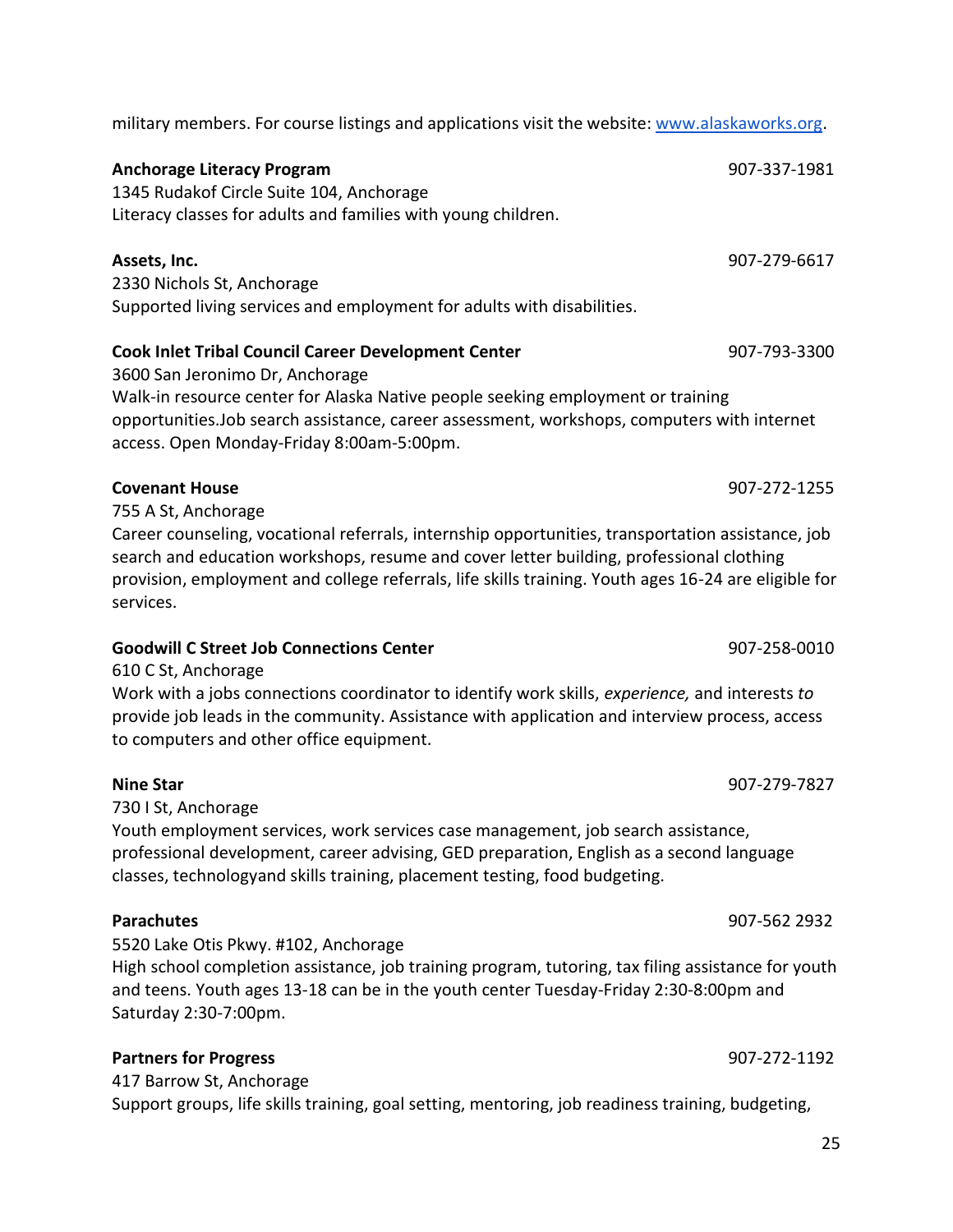military members. For course listings and applications visit the website: [www.alaskaworks.org](http://www.alaskaworks.org).

**Anchorage Literacy Program** 907-337-1981
1345 Rudakof Circle Suite 104, Anchorage
Literacy classes for adults and families with young children.

**Assets, Inc.** 907-279-6617
2330 Nichols St, Anchorage
Supported living services and employment for adults with disabilities.

**Cook Inlet Tribal Council Career Development Center** 907-793-3300
3600 San Jeronimo Dr, Anchorage
Walk-in resource center for Alaska Native people seeking employment or training opportunities.Job search assistance, career assessment, workshops, computers with internet access. Open Monday-Friday 8:00am-5:00pm.

**Covenant House** 907-272-1255
755 A St, Anchorage
Career counseling, vocational referrals, internship opportunities, transportation assistance, job search and education workshops, resume and cover letter building, professional clothing provision, employment and college referrals, life skills training. Youth ages 16-24 are eligible for services.

**Goodwill C Street Job Connections Center** 907-258-0010
610 C St, Anchorage
Work with a jobs connections coordinator to identify work skills, *experience,* and interests *to* provide job leads in the community. Assistance with application and interview process, access to computers and other office equipment.

**Nine Star** 907-279-7827
730 I St, Anchorage
Youth employment services, work services case management, job search assistance, professional development, career advising, GED preparation, English as a second language classes, technologyand skills training, placement testing, food budgeting.

**Parachutes** 907-562 2932
5520 Lake Otis Pkwy. #102, Anchorage
High school completion assistance, job training program, tutoring, tax filing assistance for youth and teens. Youth ages 13-18 can be in the youth center Tuesday-Friday 2:30-8:00pm and Saturday 2:30-7:00pm.

**Partners for Progress** 907-272-1192
417 Barrow St, Anchorage
Support groups, life skills training, goal setting, mentoring, job readiness training, budgeting,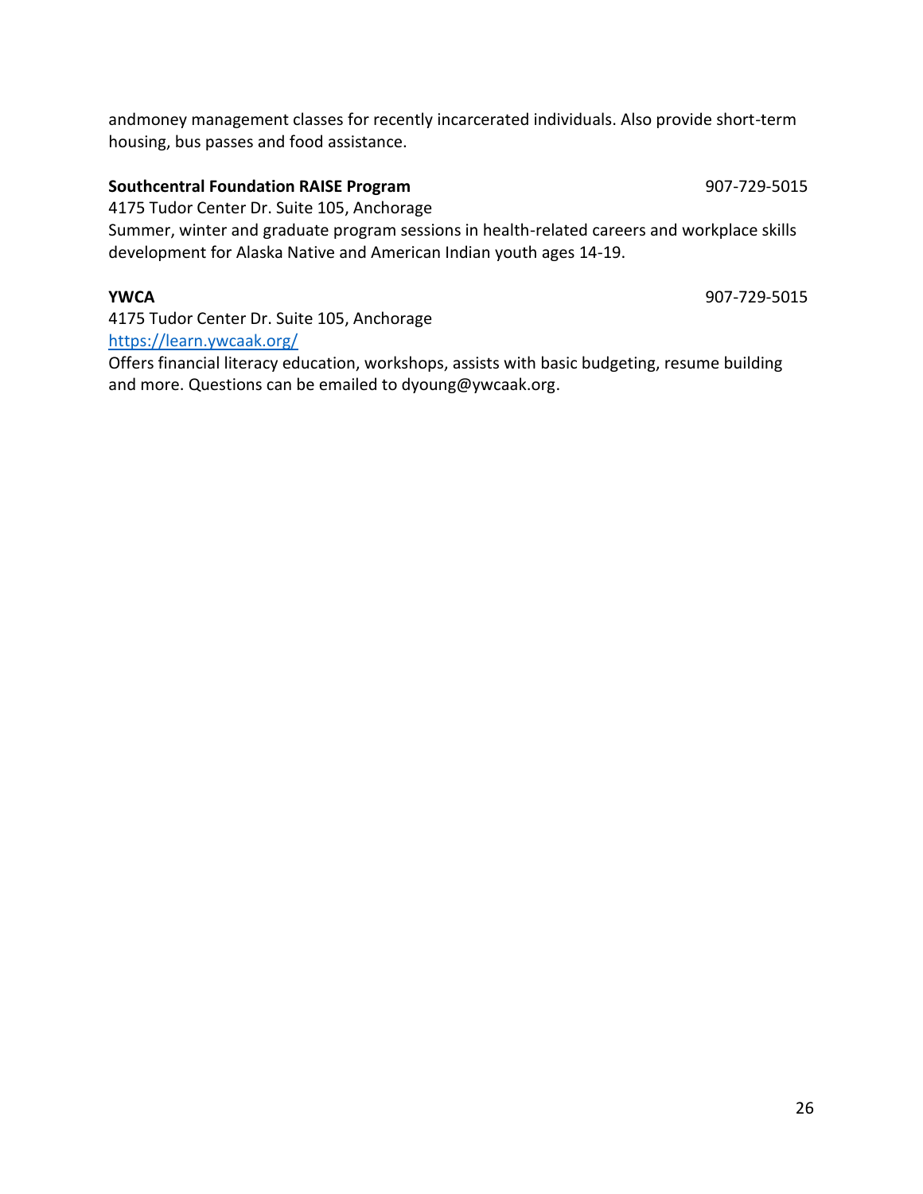andmoney management classes for recently incarcerated individuals. Also provide short-term housing, bus passes and food assistance.

**Southcentral Foundation RAISE Program** 907-729-5015
4175 Tudor Center Dr. Suite 105, Anchorage
Summer, winter and graduate program sessions in health-related careers and workplace skills development for Alaska Native and American Indian youth ages 14-19.

**YWCA** 907-729-5015
4175 Tudor Center Dr. Suite 105, Anchorage
https://learn.ywcaak.org/
Offers financial literacy education, workshops, assists with basic budgeting, resume building and more. Questions can be emailed to dyoung@ywcaak.org.